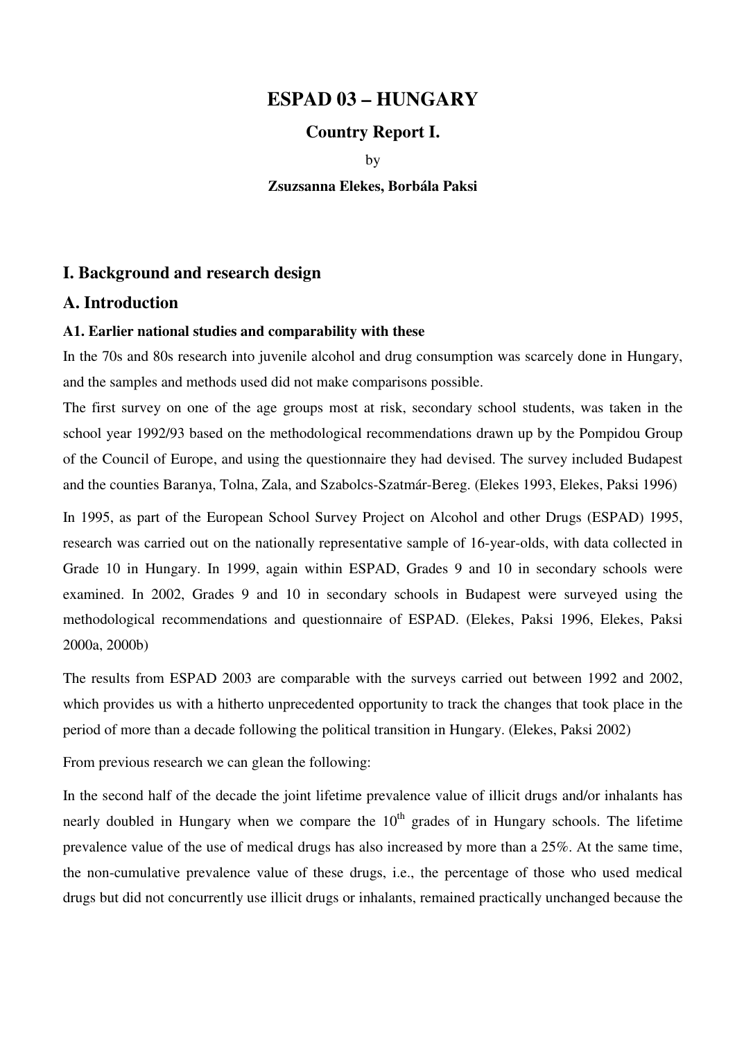# ESPAD 03 – HUNGARY

## Country Report I.

by

**Zsuzsanna Elekes, Borbála Paksi**

## I. Background and research design

## A. Introduction

### A1. Earlier national studies and comparability with these

In the 70s and 80s research into juvenile alcohol and drug consumption was scarcely done in Hungary, and the samples and methods used did not make comparisons possible.

The first survey on one of the age groups most at risk, secondary school students, was taken in the school year 1992/93 based on the methodological recommendations drawn up by the Pompidou Group of the Council of Europe, and using the questionnaire they had devised. The survey included Budapest and the counties Baranya, Tolna, Zala, and Szabolcs-Szatmár-Bereg. (Elekes 1993, Elekes, Paksi 1996)

In 1995, as part of the European School Survey Project on Alcohol and other Drugs (ESPAD) 1995, research was carried out on the nationally representative sample of 16-year-olds, with data collected in Grade 10 in Hungary. In 1999, again within ESPAD, Grades 9 and 10 in secondary schools were examined. In 2002, Grades 9 and 10 in secondary schools in Budapest were surveyed using the methodological recommendations and questionnaire of ESPAD. (Elekes, Paksi 1996, Elekes, Paksi 2000a, 2000b)

The results from ESPAD 2003 are comparable with the surveys carried out between 1992 and 2002, which provides us with a hitherto unprecedented opportunity to track the changes that took place in the period of more than a decade following the political transition in Hungary. (Elekes, Paksi 2002)

From previous research we can glean the following:

In the second half of the decade the joint lifetime prevalence value of illicit drugs and/or inhalants has nearly doubled in Hungary when we compare the 10th grades of in Hungary schools. The lifetime prevalence value of the use of medical drugs has also increased by more than a 25%. At the same time, the non-cumulative prevalence value of these drugs, i.e., the percentage of those who used medical drugs but did not concurrently use illicit drugs or inhalants, remained practically unchanged because the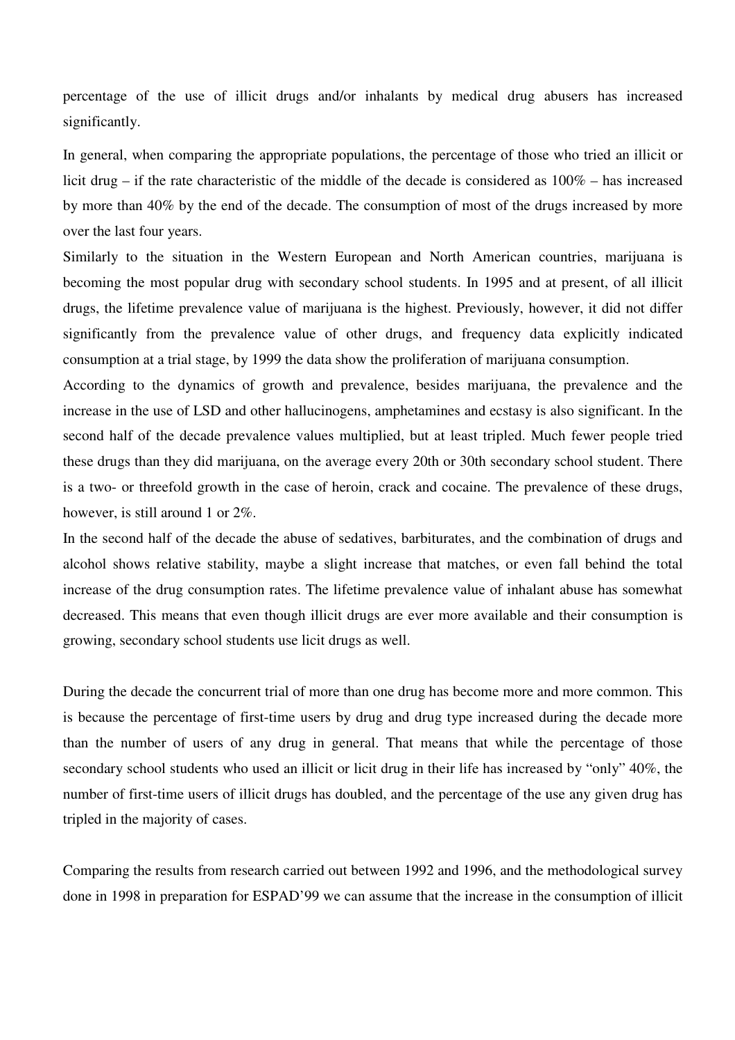percentage of the use of illicit drugs and/or inhalants by medical drug abusers has increased significantly.

In general, when comparing the appropriate populations, the percentage of those who tried an illicit or licit drug – if the rate characteristic of the middle of the decade is considered as 100% – has increased by more than 40% by the end of the decade. The consumption of most of the drugs increased by more over the last four years.

Similarly to the situation in the Western European and North American countries, marijuana is becoming the most popular drug with secondary school students. In 1995 and at present, of all illicit drugs, the lifetime prevalence value of marijuana is the highest. Previously, however, it did not differ significantly from the prevalence value of other drugs, and frequency data explicitly indicated consumption at a trial stage, by 1999 the data show the proliferation of marijuana consumption.

According to the dynamics of growth and prevalence, besides marijuana, the prevalence and the increase in the use of LSD and other hallucinogens, amphetamines and ecstasy is also significant. In the second half of the decade prevalence values multiplied, but at least tripled. Much fewer people tried these drugs than they did marijuana, on the average every 20th or 30th secondary school student. There is a two- or threefold growth in the case of heroin, crack and cocaine. The prevalence of these drugs, however, is still around 1 or 2%.

In the second half of the decade the abuse of sedatives, barbiturates, and the combination of drugs and alcohol shows relative stability, maybe a slight increase that matches, or even fall behind the total increase of the drug consumption rates. The lifetime prevalence value of inhalant abuse has somewhat decreased. This means that even though illicit drugs are ever more available and their consumption is growing, secondary school students use licit drugs as well.

During the decade the concurrent trial of more than one drug has become more and more common. This is because the percentage of first-time users by drug and drug type increased during the decade more than the number of users of any drug in general. That means that while the percentage of those secondary school students who used an illicit or licit drug in their life has increased by "only" 40%, the number of first-time users of illicit drugs has doubled, and the percentage of the use any given drug has tripled in the majority of cases.

Comparing the results from research carried out between 1992 and 1996, and the methodological survey done in 1998 in preparation for ESPAD'99 we can assume that the increase in the consumption of illicit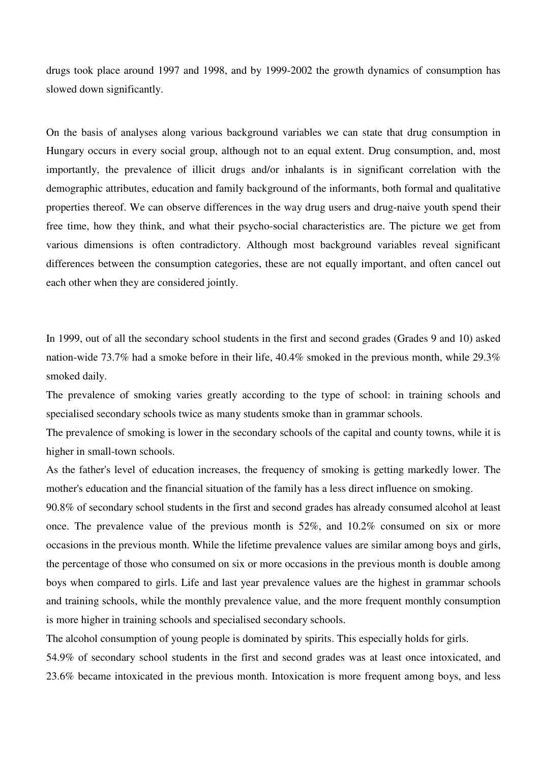drugs took place around 1997 and 1998, and by 1999-2002 the growth dynamics of consumption has slowed down significantly.

On the basis of analyses along various background variables we can state that drug consumption in Hungary occurs in every social group, although not to an equal extent. Drug consumption, and, most importantly, the prevalence of illicit drugs and/or inhalants is in significant correlation with the demographic attributes, education and family background of the informants, both formal and qualitative properties thereof. We can observe differences in the way drug users and drug-naive youth spend their free time, how they think, and what their psycho-social characteristics are. The picture we get from various dimensions is often contradictory. Although most background variables reveal significant differences between the consumption categories, these are not equally important, and often cancel out each other when they are considered jointly.

In 1999, out of all the secondary school students in the first and second grades (Grades 9 and 10) asked nation-wide 73.7% had a smoke before in their life, 40.4% smoked in the previous month, while 29.3% smoked daily.

The prevalence of smoking varies greatly according to the type of school: in training schools and specialised secondary schools twice as many students smoke than in grammar schools.

The prevalence of smoking is lower in the secondary schools of the capital and county towns, while it is higher in small-town schools.

As the father's level of education increases, the frequency of smoking is getting markedly lower. The mother's education and the financial situation of the family has a less direct influence on smoking.

90.8% of secondary school students in the first and second grades has already consumed alcohol at least once. The prevalence value of the previous month is 52%, and 10.2% consumed on six or more occasions in the previous month. While the lifetime prevalence values are similar among boys and girls, the percentage of those who consumed on six or more occasions in the previous month is double among boys when compared to girls. Life and last year prevalence values are the highest in grammar schools and training schools, while the monthly prevalence value, and the more frequent monthly consumption is more higher in training schools and specialised secondary schools.

The alcohol consumption of young people is dominated by spirits. This especially holds for girls.

54.9% of secondary school students in the first and second grades was at least once intoxicated, and 23.6% became intoxicated in the previous month. Intoxication is more frequent among boys, and less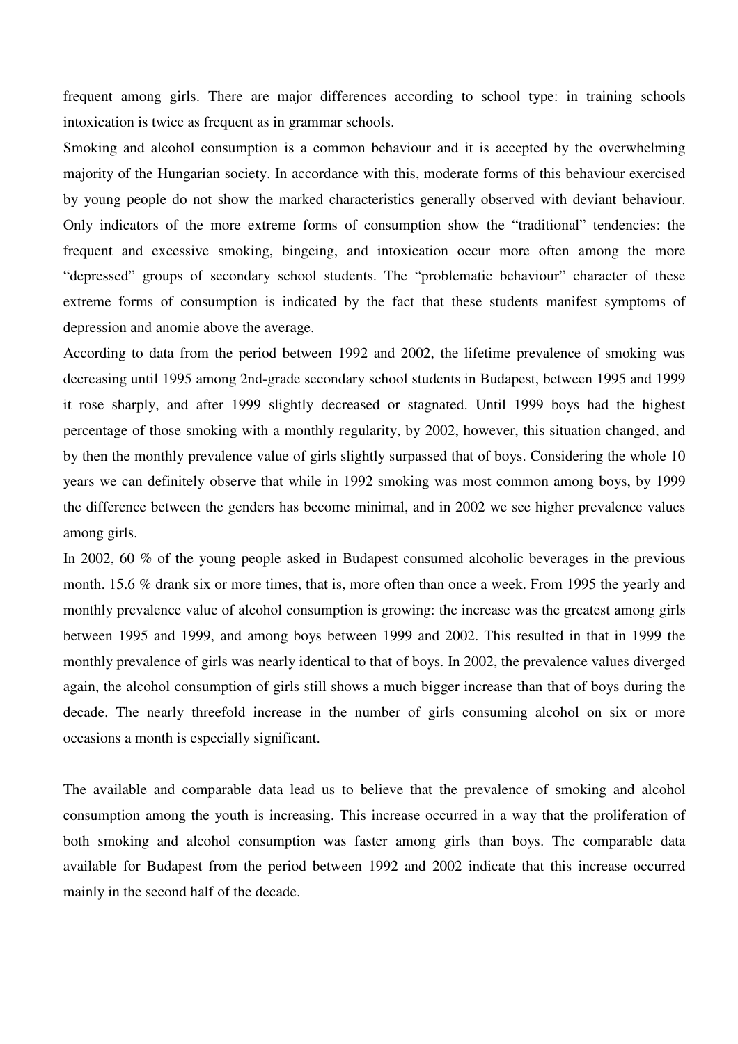frequent among girls. There are major differences according to school type: in training schools intoxication is twice as frequent as in grammar schools.

Smoking and alcohol consumption is a common behaviour and it is accepted by the overwhelming majority of the Hungarian society. In accordance with this, moderate forms of this behaviour exercised by young people do not show the marked characteristics generally observed with deviant behaviour. Only indicators of the more extreme forms of consumption show the "traditional" tendencies: the frequent and excessive smoking, bingeing, and intoxication occur more often among the more "depressed" groups of secondary school students. The "problematic behaviour" character of these extreme forms of consumption is indicated by the fact that these students manifest symptoms of depression and anomie above the average.

According to data from the period between 1992 and 2002, the lifetime prevalence of smoking was decreasing until 1995 among 2nd-grade secondary school students in Budapest, between 1995 and 1999 it rose sharply, and after 1999 slightly decreased or stagnated. Until 1999 boys had the highest percentage of those smoking with a monthly regularity, by 2002, however, this situation changed, and by then the monthly prevalence value of girls slightly surpassed that of boys. Considering the whole 10 years we can definitely observe that while in 1992 smoking was most common among boys, by 1999 the difference between the genders has become minimal, and in 2002 we see higher prevalence values among girls.

In 2002, 60 % of the young people asked in Budapest consumed alcoholic beverages in the previous month. 15.6 % drank six or more times, that is, more often than once a week. From 1995 the yearly and monthly prevalence value of alcohol consumption is growing: the increase was the greatest among girls between 1995 and 1999, and among boys between 1999 and 2002. This resulted in that in 1999 the monthly prevalence of girls was nearly identical to that of boys. In 2002, the prevalence values diverged again, the alcohol consumption of girls still shows a much bigger increase than that of boys during the decade. The nearly threefold increase in the number of girls consuming alcohol on six or more occasions a month is especially significant.

The available and comparable data lead us to believe that the prevalence of smoking and alcohol consumption among the youth is increasing. This increase occurred in a way that the proliferation of both smoking and alcohol consumption was faster among girls than boys. The comparable data available for Budapest from the period between 1992 and 2002 indicate that this increase occurred mainly in the second half of the decade.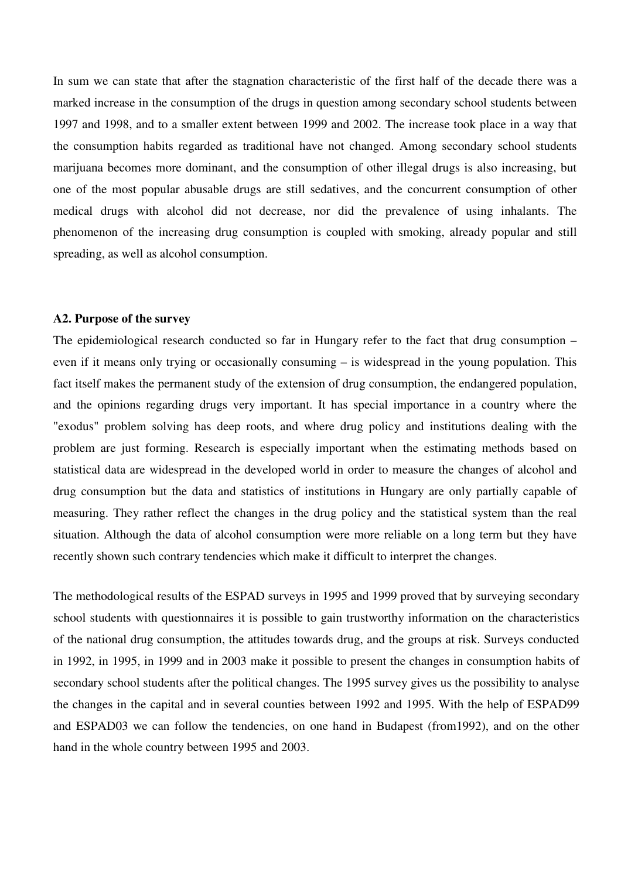In sum we can state that after the stagnation characteristic of the first half of the decade there was a marked increase in the consumption of the drugs in question among secondary school students between 1997 and 1998, and to a smaller extent between 1999 and 2002. The increase took place in a way that the consumption habits regarded as traditional have not changed. Among secondary school students marijuana becomes more dominant, and the consumption of other illegal drugs is also increasing, but one of the most popular abusable drugs are still sedatives, and the concurrent consumption of other medical drugs with alcohol did not decrease, nor did the prevalence of using inhalants. The phenomenon of the increasing drug consumption is coupled with smoking, already popular and still spreading, as well as alcohol consumption.

### A2. Purpose of the survey

The epidemiological research conducted so far in Hungary refer to the fact that drug consumption – even if it means only trying or occasionally consuming – is widespread in the young population. This fact itself makes the permanent study of the extension of drug consumption, the endangered population, and the opinions regarding drugs very important. It has special importance in a country where the "exodus" problem solving has deep roots, and where drug policy and institutions dealing with the problem are just forming. Research is especially important when the estimating methods based on statistical data are widespread in the developed world in order to measure the changes of alcohol and drug consumption but the data and statistics of institutions in Hungary are only partially capable of measuring. They rather reflect the changes in the drug policy and the statistical system than the real situation. Although the data of alcohol consumption were more reliable on a long term but they have recently shown such contrary tendencies which make it difficult to interpret the changes.

The methodological results of the ESPAD surveys in 1995 and 1999 proved that by surveying secondary school students with questionnaires it is possible to gain trustworthy information on the characteristics of the national drug consumption, the attitudes towards drug, and the groups at risk. Surveys conducted in 1992, in 1995, in 1999 and in 2003 make it possible to present the changes in consumption habits of secondary school students after the political changes. The 1995 survey gives us the possibility to analyse the changes in the capital and in several counties between 1992 and 1995. With the help of ESPAD99 and ESPAD03 we can follow the tendencies, on one hand in Budapest (from1992), and on the other hand in the whole country between 1995 and 2003.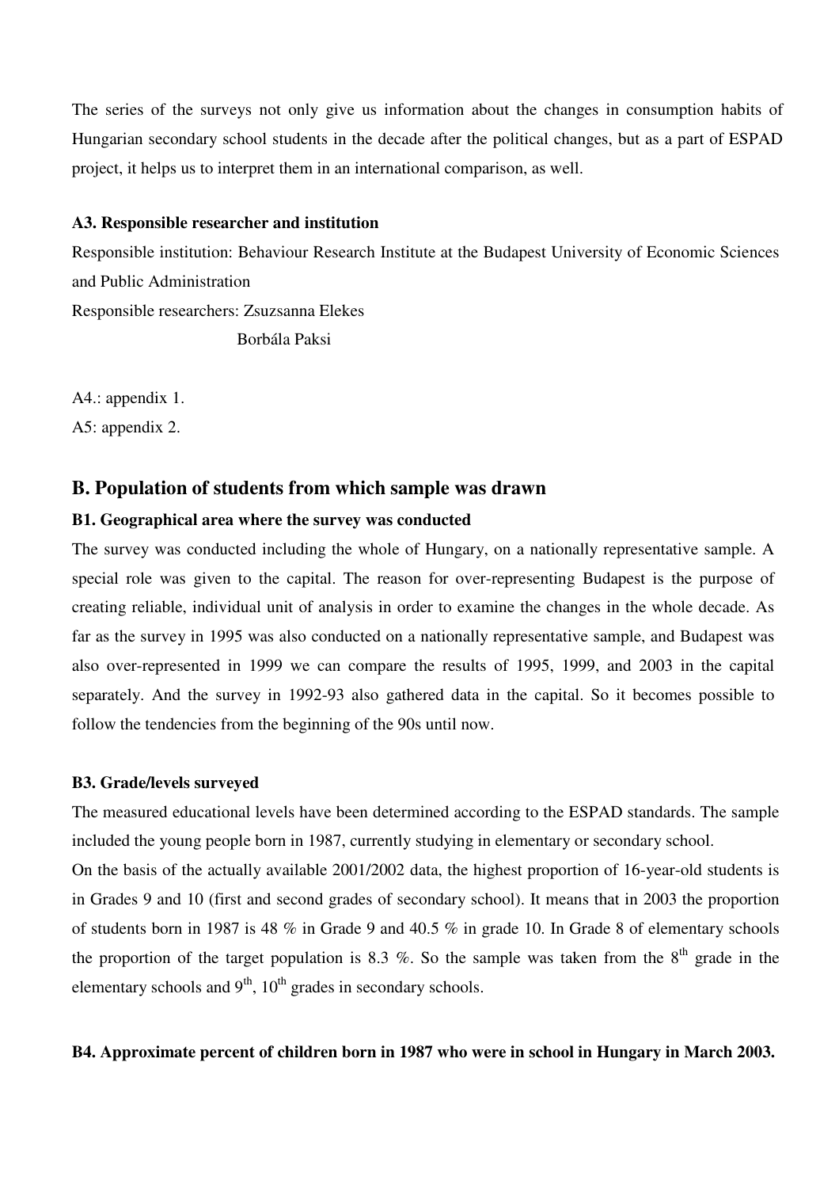The series of the surveys not only give us information about the changes in consumption habits of Hungarian secondary school students in the decade after the political changes, but as a part of ESPAD project, it helps us to interpret them in an international comparison, as well.

#### A3. Responsible researcher and institution

Responsible institution: Behaviour Research Institute at the Budapest University of Economic Sciences and Public Administration

Responsible researchers: Zsuzsanna Elekes

Borbála Paksi

A4.: appendix 1.

A5: appendix 2.

## B. Population of students from which sample was drawn

#### B1. Geographical area where the survey was conducted

The survey was conducted including the whole of Hungary, on a nationally representative sample. A special role was given to the capital. The reason for over-representing Budapest is the purpose of creating reliable, individual unit of analysis in order to examine the changes in the whole decade. As far as the survey in 1995 was also conducted on a nationally representative sample, and Budapest was also over-represented in 1999 we can compare the results of 1995, 1999, and 2003 in the capital separately. And the survey in 1992-93 also gathered data in the capital. So it becomes possible to follow the tendencies from the beginning of the 90s until now.

#### B3. Grade/levels surveyed

The measured educational levels have been determined according to the ESPAD standards. The sample included the young people born in 1987, currently studying in elementary or secondary school.

On the basis of the actually available 2001/2002 data, the highest proportion of 16-year-old students is in Grades 9 and 10 (first and second grades of secondary school). It means that in 2003 the proportion of students born in 1987 is 48 % in Grade 9 and 40.5 % in grade 10. In Grade 8 of elementary schools the proportion of the target population is 8.3 %. So the sample was taken from the 8th grade in the elementary schools and 9th, 10th grades in secondary schools.

#### B4. Approximate percent of children born in 1987 who were in school in Hungary in March 2003.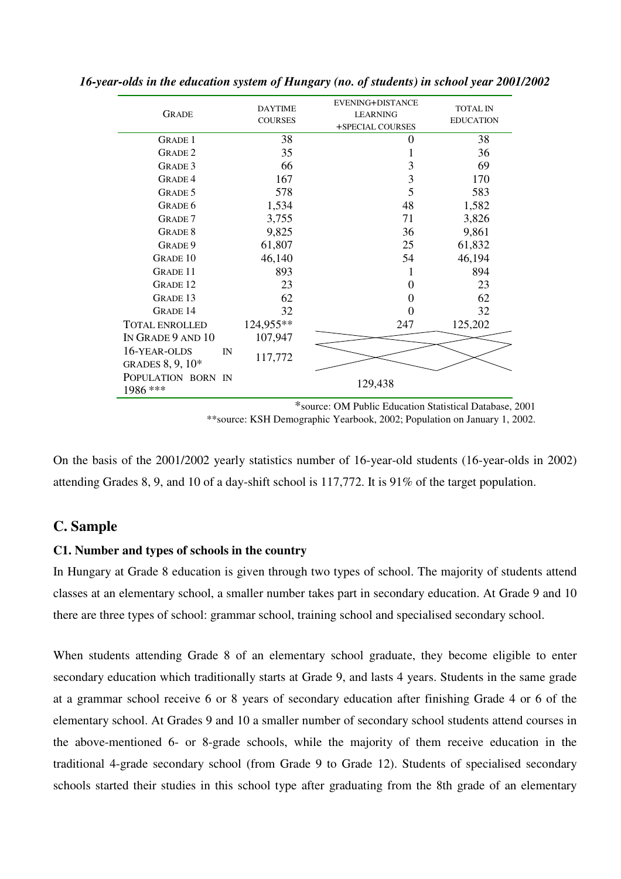*16-year-olds in the education system of Hungary (no. of students) in school year 2001/2002*

| Grade | Daytime courses | Evening+distance learning +special courses | Total in education |
|---|---|---|---|
| Grade 1 | 38 | 0 | 38 |
| Grade 2 | 35 | 1 | 36 |
| Grade 3 | 66 | 3 | 69 |
| Grade 4 | 167 | 3 | 170 |
| Grade 5 | 578 | 5 | 583 |
| Grade 6 | 1,534 | 48 | 1,582 |
| Grade 7 | 3,755 | 71 | 3,826 |
| Grade 8 | 9,825 | 36 | 9,861 |
| Grade 9 | 61,807 | 25 | 61,832 |
| Grade 10 | 46,140 | 54 | 46,194 |
| Grade 11 | 893 | 1 | 894 |
| Grade 12 | 23 | 0 | 23 |
| Grade 13 | 62 | 0 | 62 |
| Grade 14 | 32 | 0 | 32 |
| Total enrolled | 124,955** | 247 | 125,202 |
| In Grade 9 and 10 | 107,947 | | |
| 16-year-olds in grades 8, 9, 10* | 117,772 | | |
| Population born in 1986 *** | | 129,438 | |

*source: OM Public Education Statistical Database, 2001

**source: KSH Demographic Yearbook, 2002; Population on January 1, 2002.

On the basis of the 2001/2002 yearly statistics number of 16-year-old students (16-year-olds in 2002) attending Grades 8, 9, and 10 of a day-shift school is 117,772. It is 91% of the target population.

## C. Sample

### C1. Number and types of schools in the country

In Hungary at Grade 8 education is given through two types of school. The majority of students attend classes at an elementary school, a smaller number takes part in secondary education. At Grade 9 and 10 there are three types of school: grammar school, training school and specialised secondary school.

When students attending Grade 8 of an elementary school graduate, they become eligible to enter secondary education which traditionally starts at Grade 9, and lasts 4 years. Students in the same grade at a grammar school receive 6 or 8 years of secondary education after finishing Grade 4 or 6 of the elementary school. At Grades 9 and 10 a smaller number of secondary school students attend courses in the above-mentioned 6- or 8-grade schools, while the majority of them receive education in the traditional 4-grade secondary school (from Grade 9 to Grade 12). Students of specialised secondary schools started their studies in this school type after graduating from the 8th grade of an elementary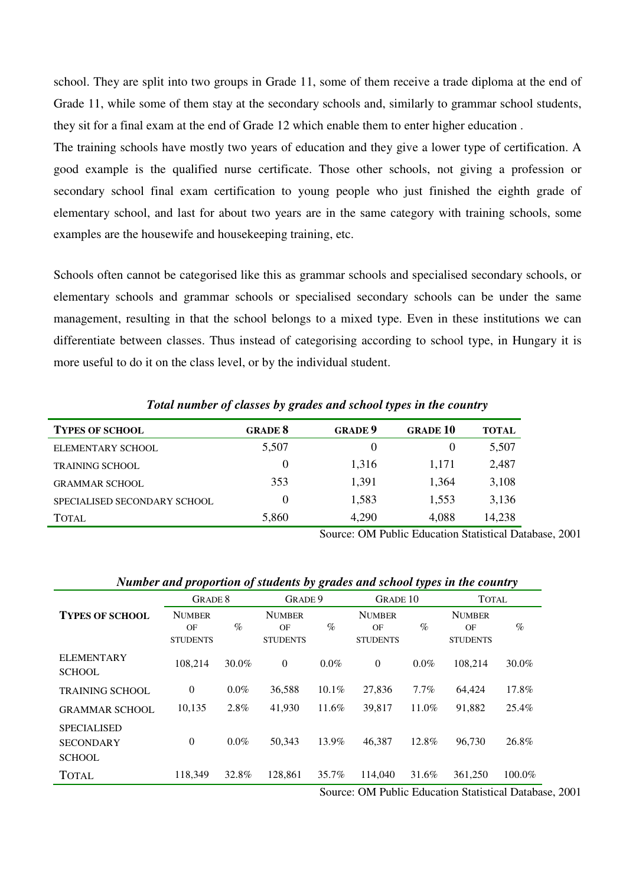school. They are split into two groups in Grade 11, some of them receive a trade diploma at the end of Grade 11, while some of them stay at the secondary schools and, similarly to grammar school students, they sit for a final exam at the end of Grade 12 which enable them to enter higher education .

The training schools have mostly two years of education and they give a lower type of certification. A good example is the qualified nurse certificate. Those other schools, not giving a profession or secondary school final exam certification to young people who just finished the eighth grade of elementary school, and last for about two years are in the same category with training schools, some examples are the housewife and housekeeping training, etc.

Schools often cannot be categorised like this as grammar schools and specialised secondary schools, or elementary schools and grammar schools or specialised secondary schools can be under the same management, resulting in that the school belongs to a mixed type. Even in these institutions we can differentiate between classes. Thus instead of categorising according to school type, in Hungary it is more useful to do it on the class level, or by the individual student.

***Total number of classes by grades and school types in the country***

| TYPES OF SCHOOL | GRADE 8 | GRADE 9 | GRADE 10 | TOTAL |
|---|---|---|---|---|
| ELEMENTARY SCHOOL | 5,507 | 0 | 0 | 5,507 |
| TRAINING SCHOOL | 0 | 1,316 | 1,171 | 2,487 |
| GRAMMAR SCHOOL | 353 | 1,391 | 1,364 | 3,108 |
| SPECIALISED SECONDARY SCHOOL | 0 | 1,583 | 1,553 | 3,136 |
| TOTAL | 5,860 | 4,290 | 4,088 | 14,238 |

Source: OM Public Education Statistical Database, 2001

***Number and proportion of students by grades and school types in the country***

| TYPES OF SCHOOL | GRADE 8 | | GRADE 9 | | GRADE 10 | | TOTAL | |
|---|---|---|---|---|---|---|---|---|
| | NUMBER OF STUDENTS | % | NUMBER OF STUDENTS | % | NUMBER OF STUDENTS | % | NUMBER OF STUDENTS | % |
| ELEMENTARY SCHOOL | 108,214 | 30.0% | 0 | 0.0% | 0 | 0.0% | 108,214 | 30.0% |
| TRAINING SCHOOL | 0 | 0.0% | 36,588 | 10.1% | 27,836 | 7.7% | 64,424 | 17.8% |
| GRAMMAR SCHOOL | 10,135 | 2.8% | 41,930 | 11.6% | 39,817 | 11.0% | 91,882 | 25.4% |
| SPECIALISED SECONDARY SCHOOL | 0 | 0.0% | 50,343 | 13.9% | 46,387 | 12.8% | 96,730 | 26.8% |
| TOTAL | 118,349 | 32.8% | 128,861 | 35.7% | 114,040 | 31.6% | 361,250 | 100.0% |

Source: OM Public Education Statistical Database, 2001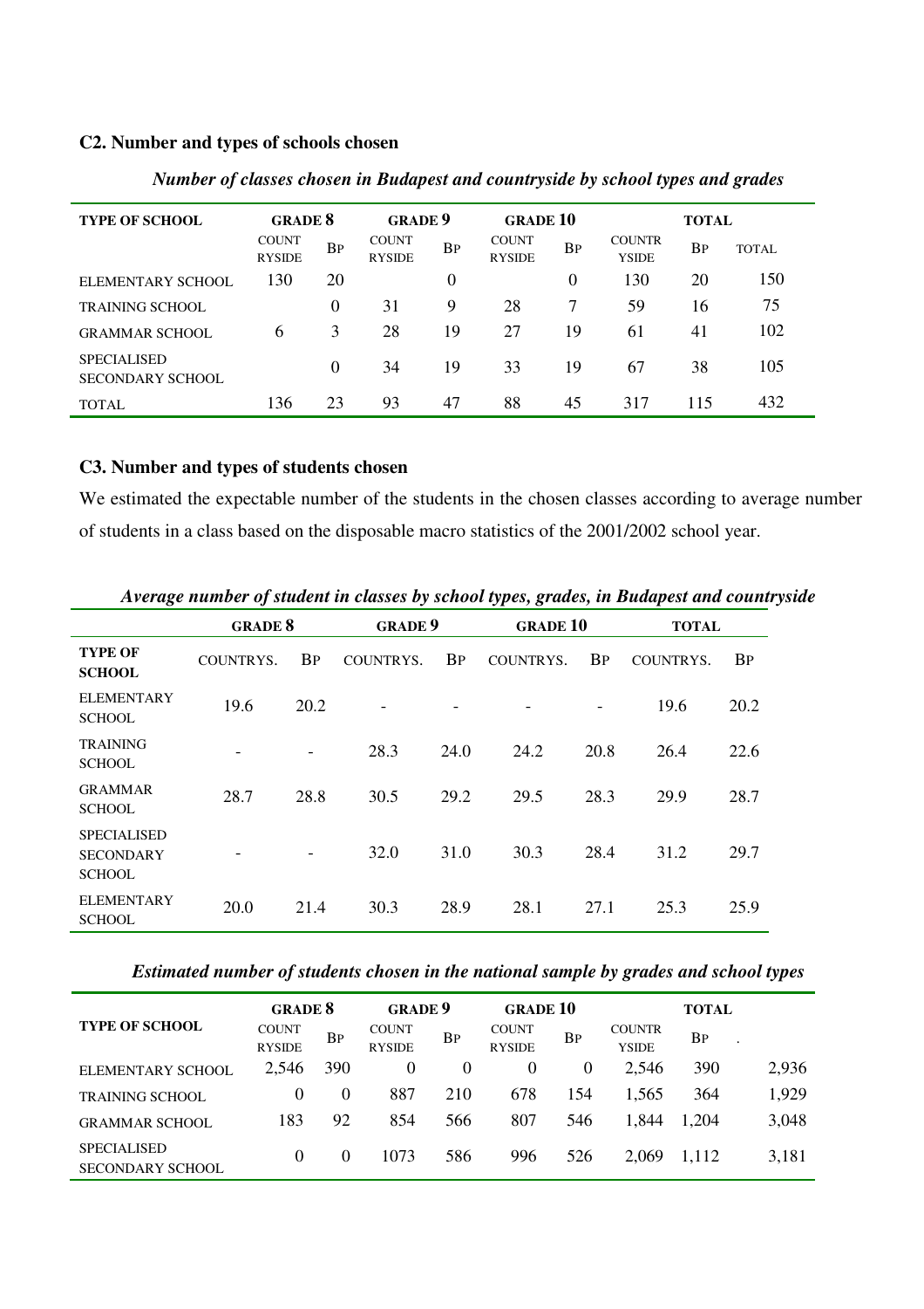### C2. Number and types of schools chosen

*Number of classes chosen in Budapest and countryside by school types and grades*

| TYPE OF SCHOOL | GRADE 8 | | GRADE 9 | | GRADE 10 | | TOTAL | | |
|---|---|---|---|---|---|---|---|---|---|
| | COUNTRYSIDE | BP | COUNTRYSIDE | BP | COUNTRYSIDE | BP | COUNTRYSIDE | BP | TOTAL |
| ELEMENTARY SCHOOL | 130 | 20 | | 0 | | 0 | 130 | 20 | 150 |
| TRAINING SCHOOL | | 0 | 31 | 9 | 28 | 7 | 59 | 16 | 75 |
| GRAMMAR SCHOOL | 6 | 3 | 28 | 19 | 27 | 19 | 61 | 41 | 102 |
| SPECIALISED SECONDARY SCHOOL | | 0 | 34 | 19 | 33 | 19 | 67 | 38 | 105 |
| TOTAL | 136 | 23 | 93 | 47 | 88 | 45 | 317 | 115 | 432 |

### C3. Number and types of students chosen

We estimated the expectable number of the students in the chosen classes according to average number of students in a class based on the disposable macro statistics of the 2001/2002 school year.

*Average number of student in classes by school types, grades, in Budapest and countryside*

| | GRADE 8 | | GRADE 9 | | GRADE 10 | | TOTAL | |
|---|---|---|---|---|---|---|---|---|
| TYPE OF SCHOOL | COUNTRYS. | BP | COUNTRYS. | BP | COUNTRYS. | BP | COUNTRYS. | BP |
| ELEMENTARY SCHOOL | 19.6 | 20.2 | - | - | - | - | 19.6 | 20.2 |
| TRAINING SCHOOL | - | - | 28.3 | 24.0 | 24.2 | 20.8 | 26.4 | 22.6 |
| GRAMMAR SCHOOL | 28.7 | 28.8 | 30.5 | 29.2 | 29.5 | 28.3 | 29.9 | 28.7 |
| SPECIALISED SECONDARY SCHOOL | - | - | 32.0 | 31.0 | 30.3 | 28.4 | 31.2 | 29.7 |
| ELEMENTARY SCHOOL | 20.0 | 21.4 | 30.3 | 28.9 | 28.1 | 27.1 | 25.3 | 25.9 |

*Estimated number of students chosen in the national sample by grades and school types*

| TYPE OF SCHOOL | GRADE 8 | | GRADE 9 | | GRADE 10 | | TOTAL | | |
|---|---|---|---|---|---|---|---|---|---|
| | COUNTRYSIDE | BP | COUNTRYSIDE | BP | COUNTRYSIDE | BP | COUNTRYSIDE | BP | . |
| ELEMENTARY SCHOOL | 2,546 | 390 | 0 | 0 | 0 | 0 | 2,546 | 390 | 2,936 |
| TRAINING SCHOOL | 0 | 0 | 887 | 210 | 678 | 154 | 1,565 | 364 | 1,929 |
| GRAMMAR SCHOOL | 183 | 92 | 854 | 566 | 807 | 546 | 1,844 | 1,204 | 3,048 |
| SPECIALISED SECONDARY SCHOOL | 0 | 0 | 1073 | 586 | 996 | 526 | 2,069 | 1,112 | 3,181 |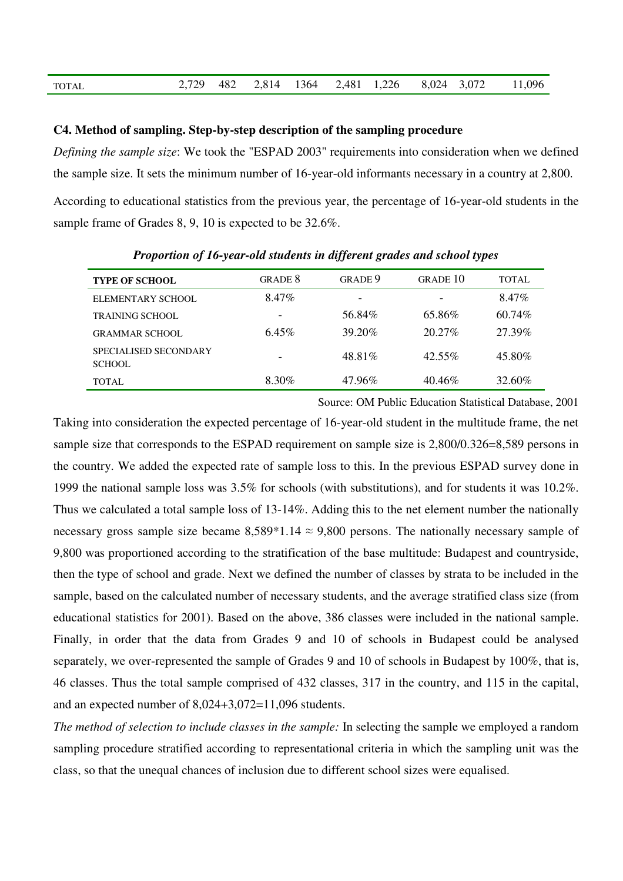| TOTAL | 2,729 | 482 | 2,814 | 1364 | 2,481 | 1,226 | 8,024 | 3,072 | 11,096 |
|---|---|---|---|---|---|---|---|---|---|

### C4. Method of sampling. Step-by-step description of the sampling procedure

*Defining the sample size*: We took the "ESPAD 2003" requirements into consideration when we defined the sample size. It sets the minimum number of 16-year-old informants necessary in a country at 2,800.

According to educational statistics from the previous year, the percentage of 16-year-old students in the sample frame of Grades 8, 9, 10 is expected to be 32.6%.

***Proportion of 16-year-old students in different grades and school types***

| TYPE OF SCHOOL | GRADE 8 | GRADE 9 | GRADE 10 | TOTAL |
|---|---|---|---|---|
| ELEMENTARY SCHOOL | 8.47% | - | - | 8.47% |
| TRAINING SCHOOL | - | 56.84% | 65.86% | 60.74% |
| GRAMMAR SCHOOL | 6.45% | 39.20% | 20.27% | 27.39% |
| SPECIALISED SECONDARY SCHOOL | - | 48.81% | 42.55% | 45.80% |
| TOTAL | 8.30% | 47.96% | 40.46% | 32.60% |

Source: OM Public Education Statistical Database, 2001

Taking into consideration the expected percentage of 16-year-old student in the multitude frame, the net sample size that corresponds to the ESPAD requirement on sample size is 2,800/0.326=8,589 persons in the country. We added the expected rate of sample loss to this. In the previous ESPAD survey done in 1999 the national sample loss was 3.5% for schools (with substitutions), and for students it was 10.2%. Thus we calculated a total sample loss of 13-14%. Adding this to the net element number the nationally necessary gross sample size became 8,589*1.14 ≈ 9,800 persons. The nationally necessary sample of 9,800 was proportioned according to the stratification of the base multitude: Budapest and countryside, then the type of school and grade. Next we defined the number of classes by strata to be included in the sample, based on the calculated number of necessary students, and the average stratified class size (from educational statistics for 2001). Based on the above, 386 classes were included in the national sample. Finally, in order that the data from Grades 9 and 10 of schools in Budapest could be analysed separately, we over-represented the sample of Grades 9 and 10 of schools in Budapest by 100%, that is, 46 classes. Thus the total sample comprised of 432 classes, 317 in the country, and 115 in the capital, and an expected number of 8,024+3,072=11,096 students.

*The method of selection to include classes in the sample:* In selecting the sample we employed a random sampling procedure stratified according to representational criteria in which the sampling unit was the class, so that the unequal chances of inclusion due to different school sizes were equalised.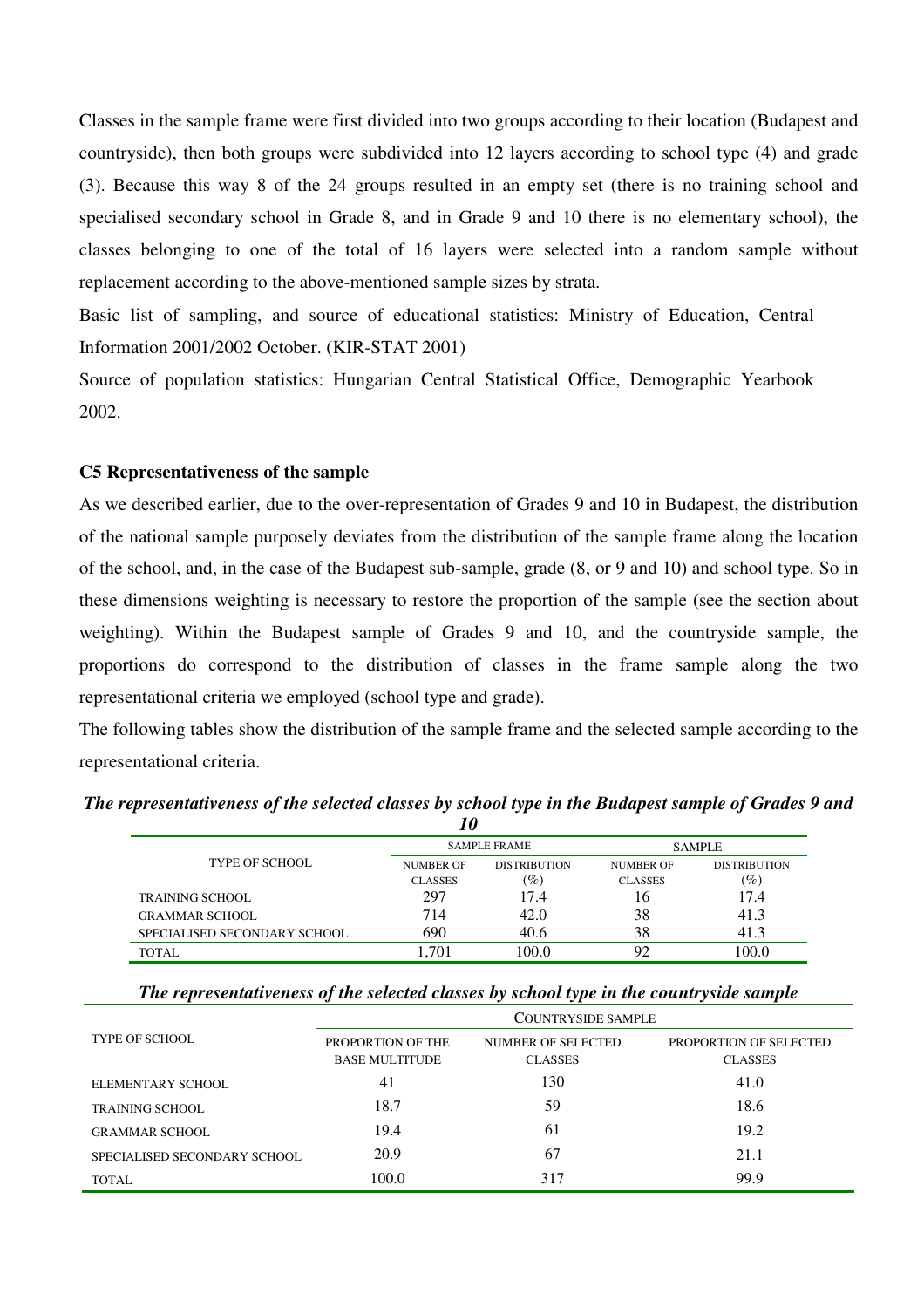Classes in the sample frame were first divided into two groups according to their location (Budapest and countryside), then both groups were subdivided into 12 layers according to school type (4) and grade (3). Because this way 8 of the 24 groups resulted in an empty set (there is no training school and specialised secondary school in Grade 8, and in Grade 9 and 10 there is no elementary school), the classes belonging to one of the total of 16 layers were selected into a random sample without replacement according to the above-mentioned sample sizes by strata.

Basic list of sampling, and source of educational statistics: Ministry of Education, Central Information 2001/2002 October. (KIR-STAT 2001)

Source of population statistics: Hungarian Central Statistical Office, Demographic Yearbook 2002.

### C5 Representativeness of the sample

As we described earlier, due to the over-representation of Grades 9 and 10 in Budapest, the distribution of the national sample purposely deviates from the distribution of the sample frame along the location of the school, and, in the case of the Budapest sub-sample, grade (8, or 9 and 10) and school type. So in these dimensions weighting is necessary to restore the proportion of the sample (see the section about weighting). Within the Budapest sample of Grades 9 and 10, and the countryside sample, the proportions do correspond to the distribution of classes in the frame sample along the two representational criteria we employed (school type and grade).

The following tables show the distribution of the sample frame and the selected sample according to the representational criteria.

***The representativeness of the selected classes by school type in the Budapest sample of Grades 9 and 10***

| Type of school | Sample frame | | Sample | |
|---|---|---|---|---|
| | Number of classes | Distribution (%) | Number of classes | Distribution (%) |
| Training school | 297 | 17.4 | 16 | 17.4 |
| Grammar school | 714 | 42.0 | 38 | 41.3 |
| Specialised secondary school | 690 | 40.6 | 38 | 41.3 |
| Total | 1,701 | 100.0 | 92 | 100.0 |

***The representativeness of the selected classes by school type in the countryside sample***

| Type of school | Countryside sample | | |
|---|---|---|---|
| | Proportion of the base multitude | Number of selected classes | Proportion of selected classes |
| Elementary school | 41 | 130 | 41.0 |
| Training school | 18.7 | 59 | 18.6 |
| Grammar school | 19.4 | 61 | 19.2 |
| Specialised secondary school | 20.9 | 67 | 21.1 |
| Total | 100.0 | 317 | 99.9 |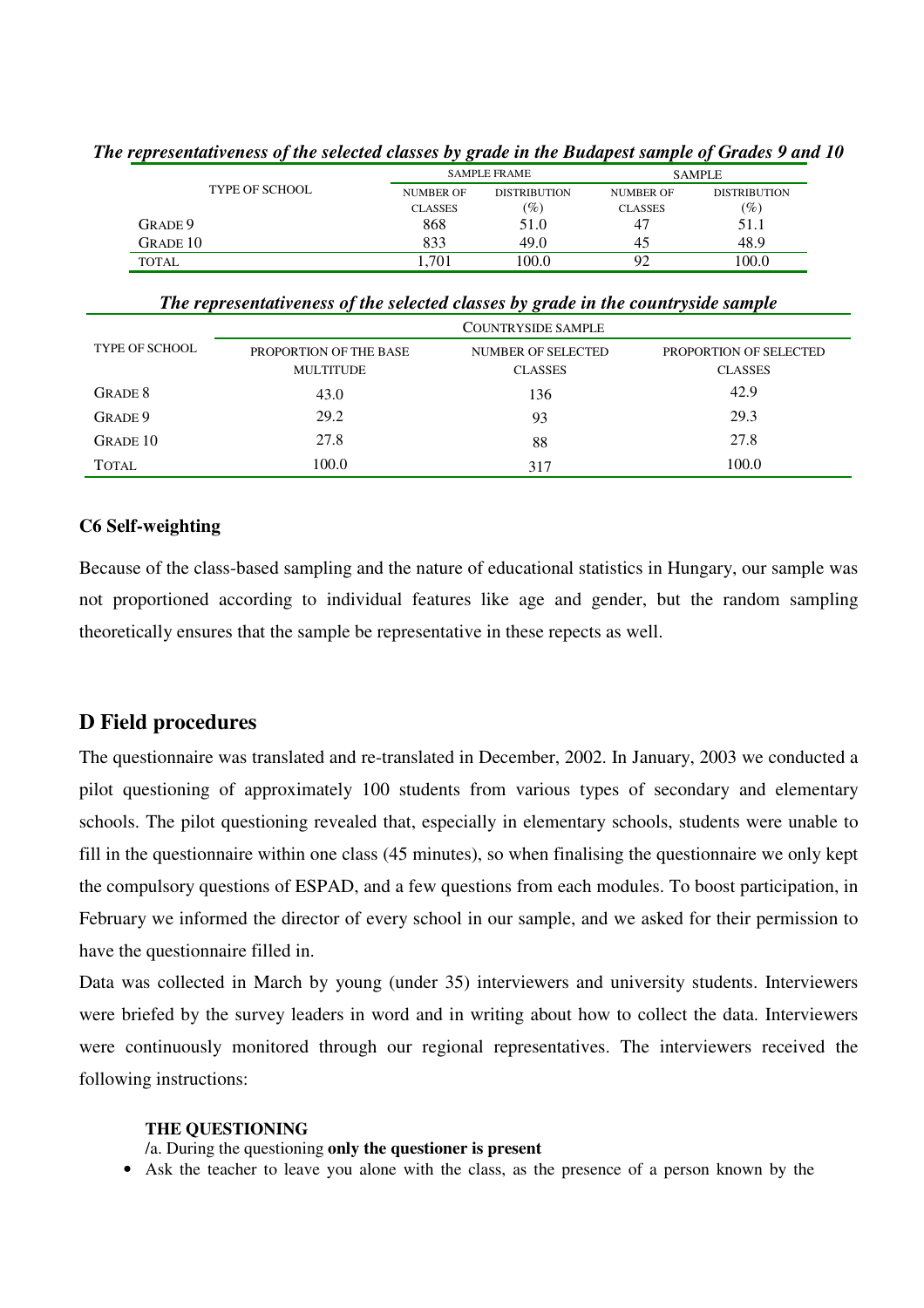***The representativeness of the selected classes by grade in the Budapest sample of Grades 9 and 10***

| TYPE OF SCHOOL | SAMPLE FRAME | | SAMPLE | |
|---|---|---|---|---|
| | NUMBER OF CLASSES | DISTRIBUTION (%) | NUMBER OF CLASSES | DISTRIBUTION (%) |
| GRADE 9 | 868 | 51.0 | 47 | 51.1 |
| GRADE 10 | 833 | 49.0 | 45 | 48.9 |
| TOTAL | 1,701 | 100.0 | 92 | 100.0 |

***The representativeness of the selected classes by grade in the countryside sample***

| TYPE OF SCHOOL | COUNTRYSIDE SAMPLE | | |
|---|---|---|---|
| | PROPORTION OF THE BASE MULTITUDE | NUMBER OF SELECTED CLASSES | PROPORTION OF SELECTED CLASSES |
| GRADE 8 | 43.0 | 136 | 42.9 |
| GRADE 9 | 29.2 | 93 | 29.3 |
| GRADE 10 | 27.8 | 88 | 27.8 |
| TOTAL | 100.0 | 317 | 100.0 |

### C6 Self-weighting

Because of the class-based sampling and the nature of educational statistics in Hungary, our sample was not proportioned according to individual features like age and gender, but the random sampling theoretically ensures that the sample be representative in these repects as well.

## D Field procedures

The questionnaire was translated and re-translated in December, 2002. In January, 2003 we conducted a pilot questioning of approximately 100 students from various types of secondary and elementary schools. The pilot questioning revealed that, especially in elementary schools, students were unable to fill in the questionnaire within one class (45 minutes), so when finalising the questionnaire we only kept the compulsory questions of ESPAD, and a few questions from each modules. To boost participation, in February we informed the director of every school in our sample, and we asked for their permission to have the questionnaire filled in.

Data was collected in March by young (under 35) interviewers and university students. Interviewers were briefed by the survey leaders in word and in writing about how to collect the data. Interviewers were continuously monitored through our regional representatives. The interviewers received the following instructions:

**THE QUESTIONING**

/a. During the questioning **only the questioner is present**

- Ask the teacher to leave you alone with the class, as the presence of a person known by the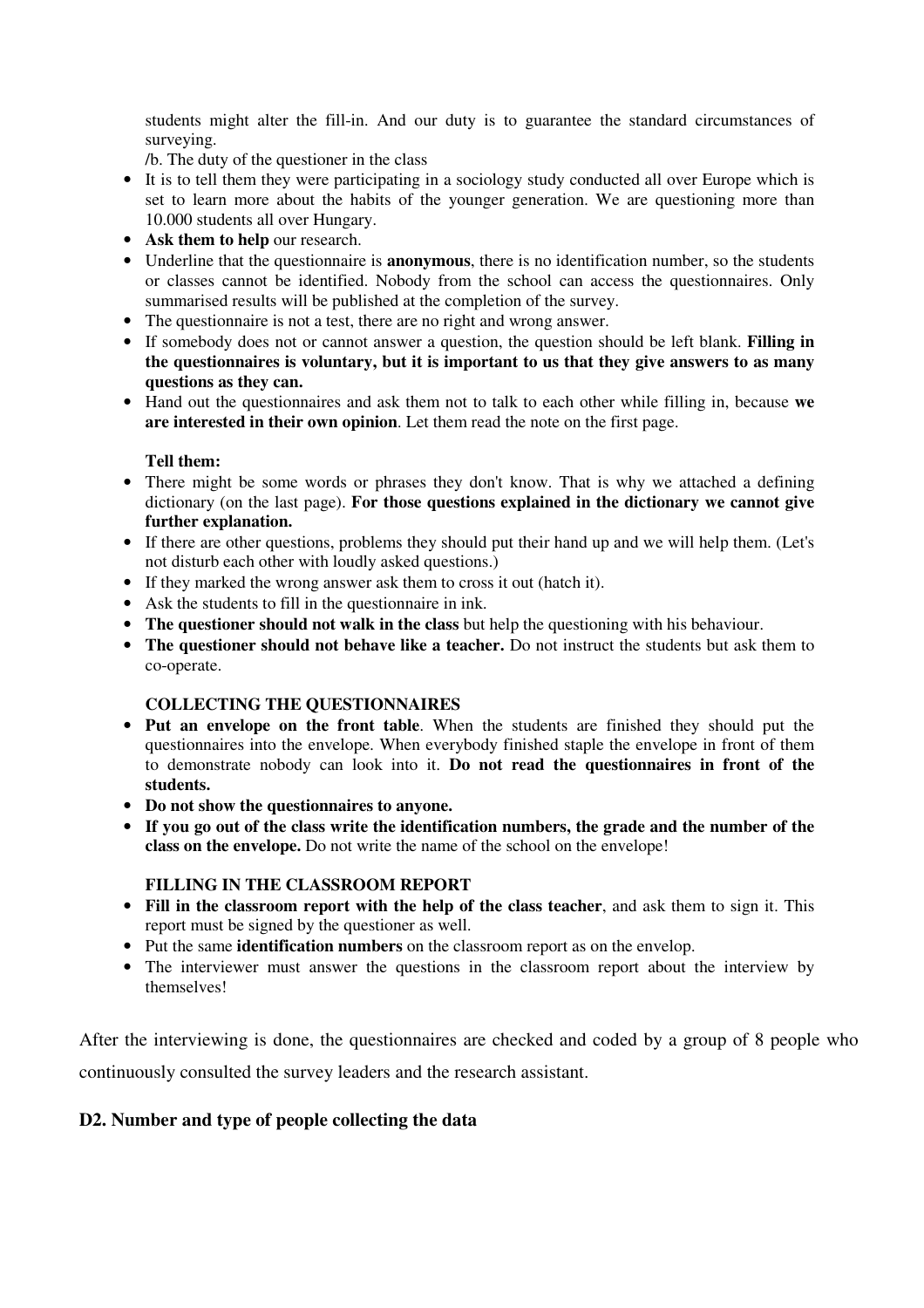students might alter the fill-in. And our duty is to guarantee the standard circumstances of surveying.

/b. The duty of the questioner in the class

- It is to tell them they were participating in a sociology study conducted all over Europe which is set to learn more about the habits of the younger generation. We are questioning more than 10.000 students all over Hungary.
- **Ask them to help** our research.
- Underline that the questionnaire is **anonymous**, there is no identification number, so the students or classes cannot be identified. Nobody from the school can access the questionnaires. Only summarised results will be published at the completion of the survey.
- The questionnaire is not a test, there are no right and wrong answer.
- If somebody does not or cannot answer a question, the question should be left blank. **Filling in the questionnaires is voluntary, but it is important to us that they give answers to as many questions as they can.**
- Hand out the questionnaires and ask them not to talk to each other while filling in, because **we are interested in their own opinion**. Let them read the note on the first page.

**Tell them:**

- There might be some words or phrases they don't know. That is why we attached a defining dictionary (on the last page). **For those questions explained in the dictionary we cannot give further explanation.**
- If there are other questions, problems they should put their hand up and we will help them. (Let's not disturb each other with loudly asked questions.)
- If they marked the wrong answer ask them to cross it out (hatch it).
- Ask the students to fill in the questionnaire in ink.
- **The questioner should not walk in the class** but help the questioning with his behaviour.
- **The questioner should not behave like a teacher.** Do not instruct the students but ask them to co-operate.

**COLLECTING THE QUESTIONNAIRES**

- **Put an envelope on the front table**. When the students are finished they should put the questionnaires into the envelope. When everybody finished staple the envelope in front of them to demonstrate nobody can look into it. **Do not read the questionnaires in front of the students.**
- **Do not show the questionnaires to anyone.**
- **If you go out of the class write the identification numbers, the grade and the number of the class on the envelope.** Do not write the name of the school on the envelope!

**FILLING IN THE CLASSROOM REPORT**

- **Fill in the classroom report with the help of the class teacher**, and ask them to sign it. This report must be signed by the questioner as well.
- Put the same **identification numbers** on the classroom report as on the envelop.
- The interviewer must answer the questions in the classroom report about the interview by themselves!

After the interviewing is done, the questionnaires are checked and coded by a group of 8 people who continuously consulted the survey leaders and the research assistant.

### D2. Number and type of people collecting the data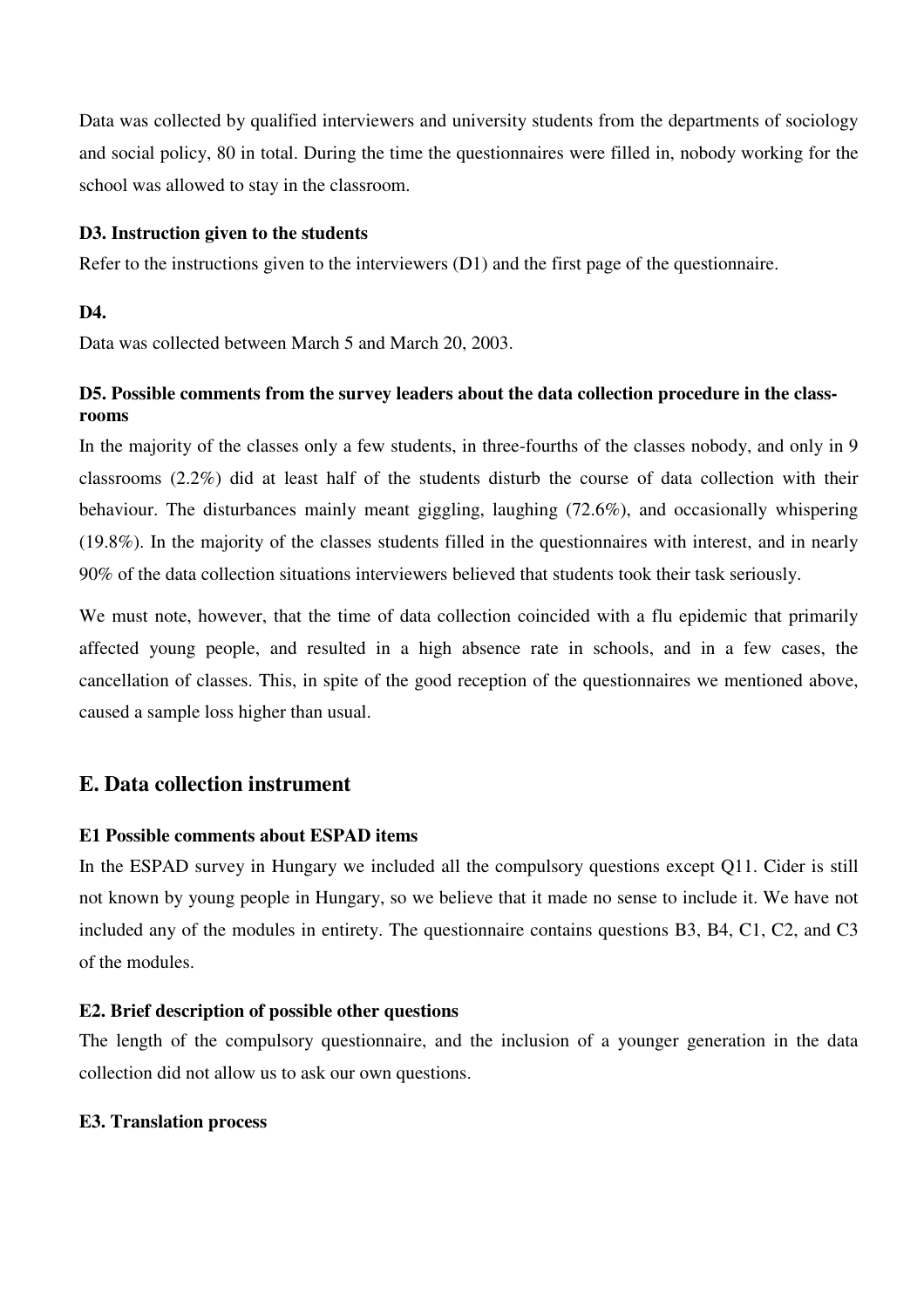Data was collected by qualified interviewers and university students from the departments of sociology and social policy, 80 in total. During the time the questionnaires were filled in, nobody working for the school was allowed to stay in the classroom.

### D3. Instruction given to the students

Refer to the instructions given to the interviewers (D1) and the first page of the questionnaire.

### D4.

Data was collected between March 5 and March 20, 2003.

### D5. Possible comments from the survey leaders about the data collection procedure in the classrooms

In the majority of the classes only a few students, in three-fourths of the classes nobody, and only in 9 classrooms (2.2%) did at least half of the students disturb the course of data collection with their behaviour. The disturbances mainly meant giggling, laughing (72.6%), and occasionally whispering (19.8%). In the majority of the classes students filled in the questionnaires with interest, and in nearly 90% of the data collection situations interviewers believed that students took their task seriously.

We must note, however, that the time of data collection coincided with a flu epidemic that primarily affected young people, and resulted in a high absence rate in schools, and in a few cases, the cancellation of classes. This, in spite of the good reception of the questionnaires we mentioned above, caused a sample loss higher than usual.

## E. Data collection instrument

### E1 Possible comments about ESPAD items

In the ESPAD survey in Hungary we included all the compulsory questions except Q11. Cider is still not known by young people in Hungary, so we believe that it made no sense to include it. We have not included any of the modules in entirety. The questionnaire contains questions B3, B4, C1, C2, and C3 of the modules.

### E2. Brief description of possible other questions

The length of the compulsory questionnaire, and the inclusion of a younger generation in the data collection did not allow us to ask our own questions.

### E3. Translation process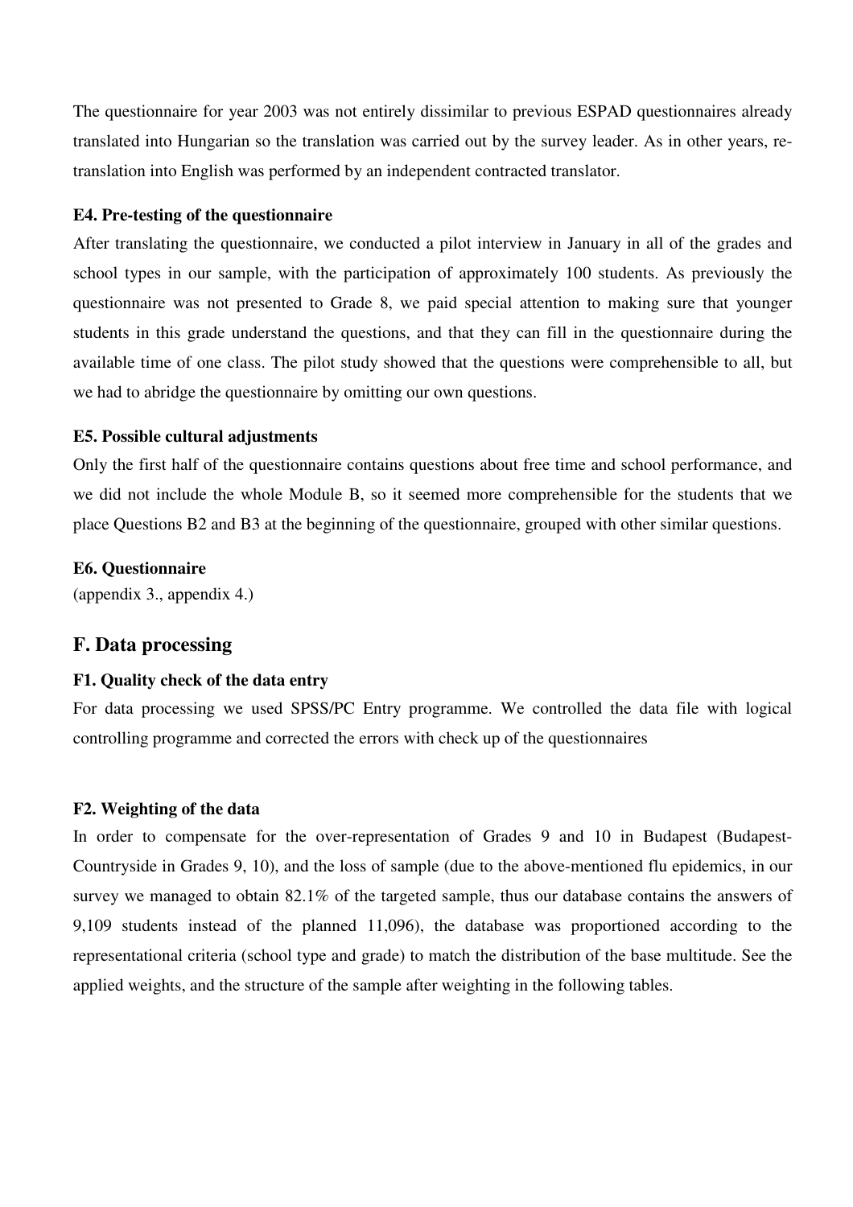The questionnaire for year 2003 was not entirely dissimilar to previous ESPAD questionnaires already translated into Hungarian so the translation was carried out by the survey leader. As in other years, re-translation into English was performed by an independent contracted translator.

### E4. Pre-testing of the questionnaire

After translating the questionnaire, we conducted a pilot interview in January in all of the grades and school types in our sample, with the participation of approximately 100 students. As previously the questionnaire was not presented to Grade 8, we paid special attention to making sure that younger students in this grade understand the questions, and that they can fill in the questionnaire during the available time of one class. The pilot study showed that the questions were comprehensible to all, but we had to abridge the questionnaire by omitting our own questions.

### E5. Possible cultural adjustments

Only the first half of the questionnaire contains questions about free time and school performance, and we did not include the whole Module B, so it seemed more comprehensible for the students that we place Questions B2 and B3 at the beginning of the questionnaire, grouped with other similar questions.

### E6. Questionnaire

(appendix 3., appendix 4.)

## F. Data processing

### F1. Quality check of the data entry

For data processing we used SPSS/PC Entry programme. We controlled the data file with logical controlling programme and corrected the errors with check up of the questionnaires

### F2. Weighting of the data

In order to compensate for the over-representation of Grades 9 and 10 in Budapest (Budapest-Countryside in Grades 9, 10), and the loss of sample (due to the above-mentioned flu epidemics, in our survey we managed to obtain 82.1% of the targeted sample, thus our database contains the answers of 9,109 students instead of the planned 11,096), the database was proportioned according to the representational criteria (school type and grade) to match the distribution of the base multitude. See the applied weights, and the structure of the sample after weighting in the following tables.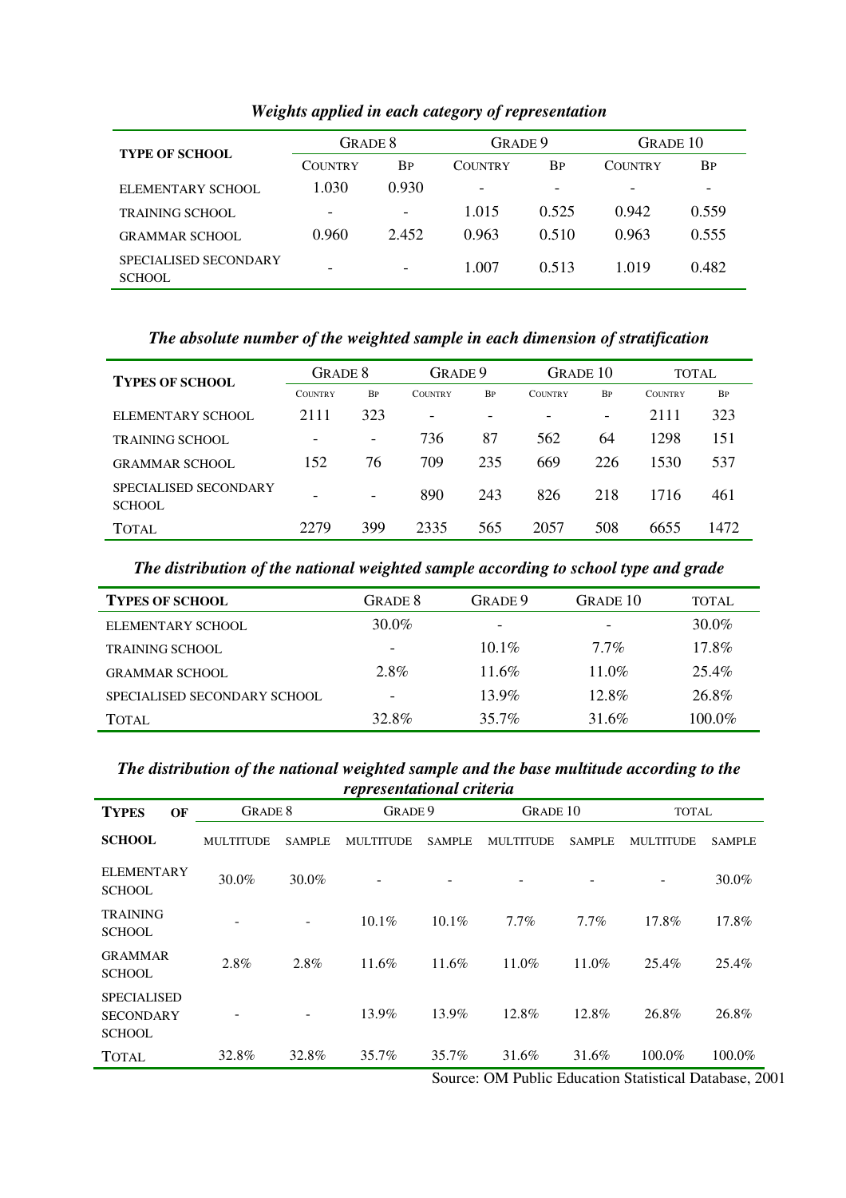*Weights applied in each category of representation*

| TYPE OF SCHOOL | GRADE 8 | | GRADE 9 | | GRADE 10 | |
|---|---|---|---|---|---|---|
| | COUNTRY | BP | COUNTRY | BP | COUNTRY | BP |
| ELEMENTARY SCHOOL | 1.030 | 0.930 | - | - | - | - |
| TRAINING SCHOOL | - | - | 1.015 | 0.525 | 0.942 | 0.559 |
| GRAMMAR SCHOOL | 0.960 | 2.452 | 0.963 | 0.510 | 0.963 | 0.555 |
| SPECIALISED SECONDARY SCHOOL | - | - | 1.007 | 0.513 | 1.019 | 0.482 |

*The absolute number of the weighted sample in each dimension of stratification*

| TYPES OF SCHOOL | GRADE 8 | | GRADE 9 | | GRADE 10 | | TOTAL | |
|---|---|---|---|---|---|---|---|---|
| | COUNTRY | BP | COUNTRY | BP | COUNTRY | BP | COUNTRY | BP |
| ELEMENTARY SCHOOL | 2111 | 323 | - | - | - | - | 2111 | 323 |
| TRAINING SCHOOL | - | - | 736 | 87 | 562 | 64 | 1298 | 151 |
| GRAMMAR SCHOOL | 152 | 76 | 709 | 235 | 669 | 226 | 1530 | 537 |
| SPECIALISED SECONDARY SCHOOL | - | - | 890 | 243 | 826 | 218 | 1716 | 461 |
| TOTAL | 2279 | 399 | 2335 | 565 | 2057 | 508 | 6655 | 1472 |

*The distribution of the national weighted sample according to school type and grade*

| TYPES OF SCHOOL | GRADE 8 | GRADE 9 | GRADE 10 | TOTAL |
|---|---|---|---|---|
| ELEMENTARY SCHOOL | 30.0% | - | - | 30.0% |
| TRAINING SCHOOL | - | 10.1% | 7.7% | 17.8% |
| GRAMMAR SCHOOL | 2.8% | 11.6% | 11.0% | 25.4% |
| SPECIALISED SECONDARY SCHOOL | - | 13.9% | 12.8% | 26.8% |
| TOTAL | 32.8% | 35.7% | 31.6% | 100.0% |

*The distribution of the national weighted sample and the base multitude according to the representational criteria*

| TYPES OF SCHOOL | GRADE 8 | | GRADE 9 | | GRADE 10 | | TOTAL | |
|---|---|---|---|---|---|---|---|---|
| | MULTITUDE | SAMPLE | MULTITUDE | SAMPLE | MULTITUDE | SAMPLE | MULTITUDE | SAMPLE |
| ELEMENTARY SCHOOL | 30.0% | 30.0% | - | - | - | - | - | 30.0% |
| TRAINING SCHOOL | - | - | 10.1% | 10.1% | 7.7% | 7.7% | 17.8% | 17.8% |
| GRAMMAR SCHOOL | 2.8% | 2.8% | 11.6% | 11.6% | 11.0% | 11.0% | 25.4% | 25.4% |
| SPECIALISED SECONDARY SCHOOL | - | - | 13.9% | 13.9% | 12.8% | 12.8% | 26.8% | 26.8% |
| TOTAL | 32.8% | 32.8% | 35.7% | 35.7% | 31.6% | 31.6% | 100.0% | 100.0% |

Source: OM Public Education Statistical Database, 2001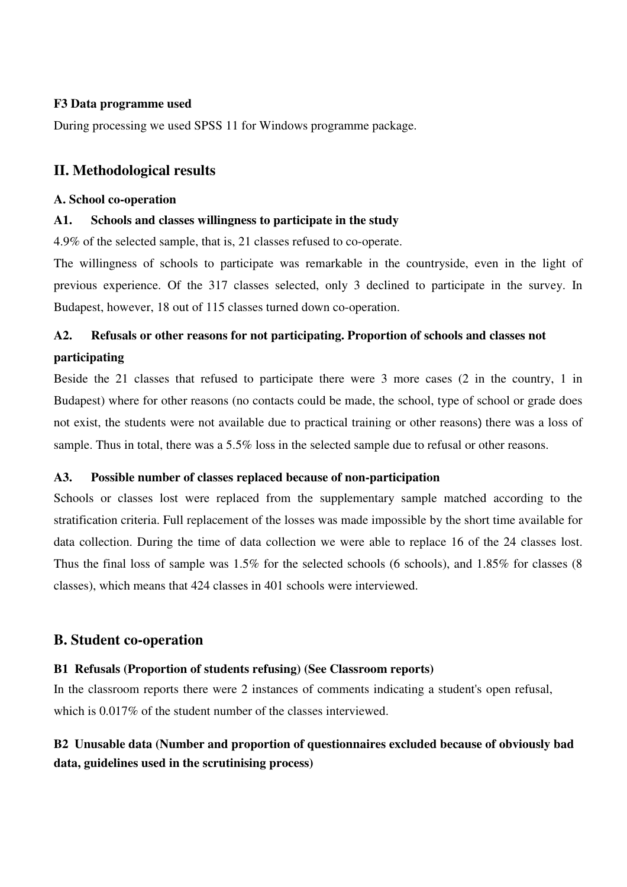#### F3 Data programme used

During processing we used SPSS 11 for Windows programme package.

## II. Methodological results

### A. School co-operation

#### A1. Schools and classes willingness to participate in the study

4.9% of the selected sample, that is, 21 classes refused to co-operate.

The willingness of schools to participate was remarkable in the countryside, even in the light of previous experience. Of the 317 classes selected, only 3 declined to participate in the survey. In Budapest, however, 18 out of 115 classes turned down co-operation.

#### A2. Refusals or other reasons for not participating. Proportion of schools and classes not participating

Beside the 21 classes that refused to participate there were 3 more cases (2 in the country, 1 in Budapest) where for other reasons (no contacts could be made, the school, type of school or grade does not exist, the students were not available due to practical training or other reasons) there was a loss of sample. Thus in total, there was a 5.5% loss in the selected sample due to refusal or other reasons.

#### A3. Possible number of classes replaced because of non-participation

Schools or classes lost were replaced from the supplementary sample matched according to the stratification criteria. Full replacement of the losses was made impossible by the short time available for data collection. During the time of data collection we were able to replace 16 of the 24 classes lost. Thus the final loss of sample was 1.5% for the selected schools (6 schools), and 1.85% for classes (8 classes), which means that 424 classes in 401 schools were interviewed.

## B. Student co-operation

#### B1 Refusals (Proportion of students refusing) (See Classroom reports)

In the classroom reports there were 2 instances of comments indicating a student's open refusal, which is 0.017% of the student number of the classes interviewed.

#### B2 Unusable data (Number and proportion of questionnaires excluded because of obviously bad data, guidelines used in the scrutinising process)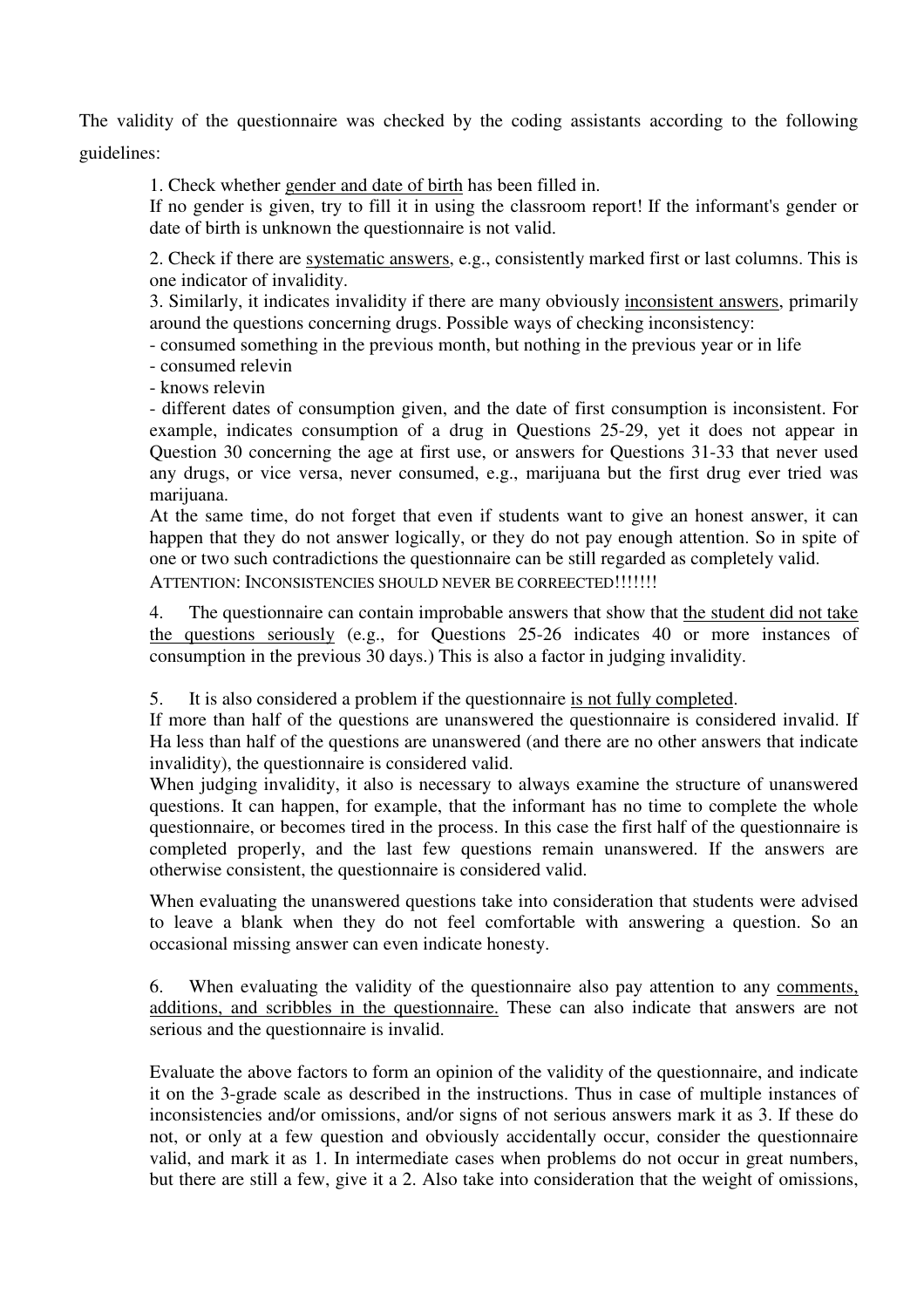The validity of the questionnaire was checked by the coding assistants according to the following guidelines:

1. Check whether <u>gender and date of birth</u> has been filled in.
If no gender is given, try to fill it in using the classroom report! If the informant's gender or date of birth is unknown the questionnaire is not valid.

2. Check if there are <u>systematic answers</u>, e.g., consistently marked first or last columns. This is one indicator of invalidity.

3. Similarly, it indicates invalidity if there are many obviously <u>inconsistent answers</u>, primarily around the questions concerning drugs. Possible ways of checking inconsistency:
- consumed something in the previous month, but nothing in the previous year or in life
- consumed relevin
- knows relevin
- different dates of consumption given, and the date of first consumption is inconsistent. For example, indicates consumption of a drug in Questions 25-29, yet it does not appear in Question 30 concerning the age at first use, or answers for Questions 31-33 that never used any drugs, or vice versa, never consumed, e.g., marijuana but the first drug ever tried was marijuana.

At the same time, do not forget that even if students want to give an honest answer, it can happen that they do not answer logically, or they do not pay enough attention. So in spite of one or two such contradictions the questionnaire can be still regarded as completely valid.
ATTENTION: INCONSISTENCIES SHOULD NEVER BE CORREECTED!!!!!!!

4. The questionnaire can contain improbable answers that show that <u>the student did not take the questions seriously</u> (e.g., for Questions 25-26 indicates 40 or more instances of consumption in the previous 30 days.) This is also a factor in judging invalidity.

5. It is also considered a problem if the questionnaire <u>is not fully completed</u>.
If more than half of the questions are unanswered the questionnaire is considered invalid. If Ha less than half of the questions are unanswered (and there are no other answers that indicate invalidity), the questionnaire is considered valid.
When judging invalidity, it also is necessary to always examine the structure of unanswered questions. It can happen, for example, that the informant has no time to complete the whole questionnaire, or becomes tired in the process. In this case the first half of the questionnaire is completed properly, and the last few questions remain unanswered. If the answers are otherwise consistent, the questionnaire is considered valid.

When evaluating the unanswered questions take into consideration that students were advised to leave a blank when they do not feel comfortable with answering a question. So an occasional missing answer can even indicate honesty.

6. When evaluating the validity of the questionnaire also pay attention to any <u>comments, additions, and scribbles in the questionnaire.</u> These can also indicate that answers are not serious and the questionnaire is invalid.

Evaluate the above factors to form an opinion of the validity of the questionnaire, and indicate it on the 3-grade scale as described in the instructions. Thus in case of multiple instances of inconsistencies and/or omissions, and/or signs of not serious answers mark it as 3. If these do not, or only at a few question and obviously accidentally occur, consider the questionnaire valid, and mark it as 1. In intermediate cases when problems do not occur in great numbers, but there are still a few, give it a 2. Also take into consideration that the weight of omissions,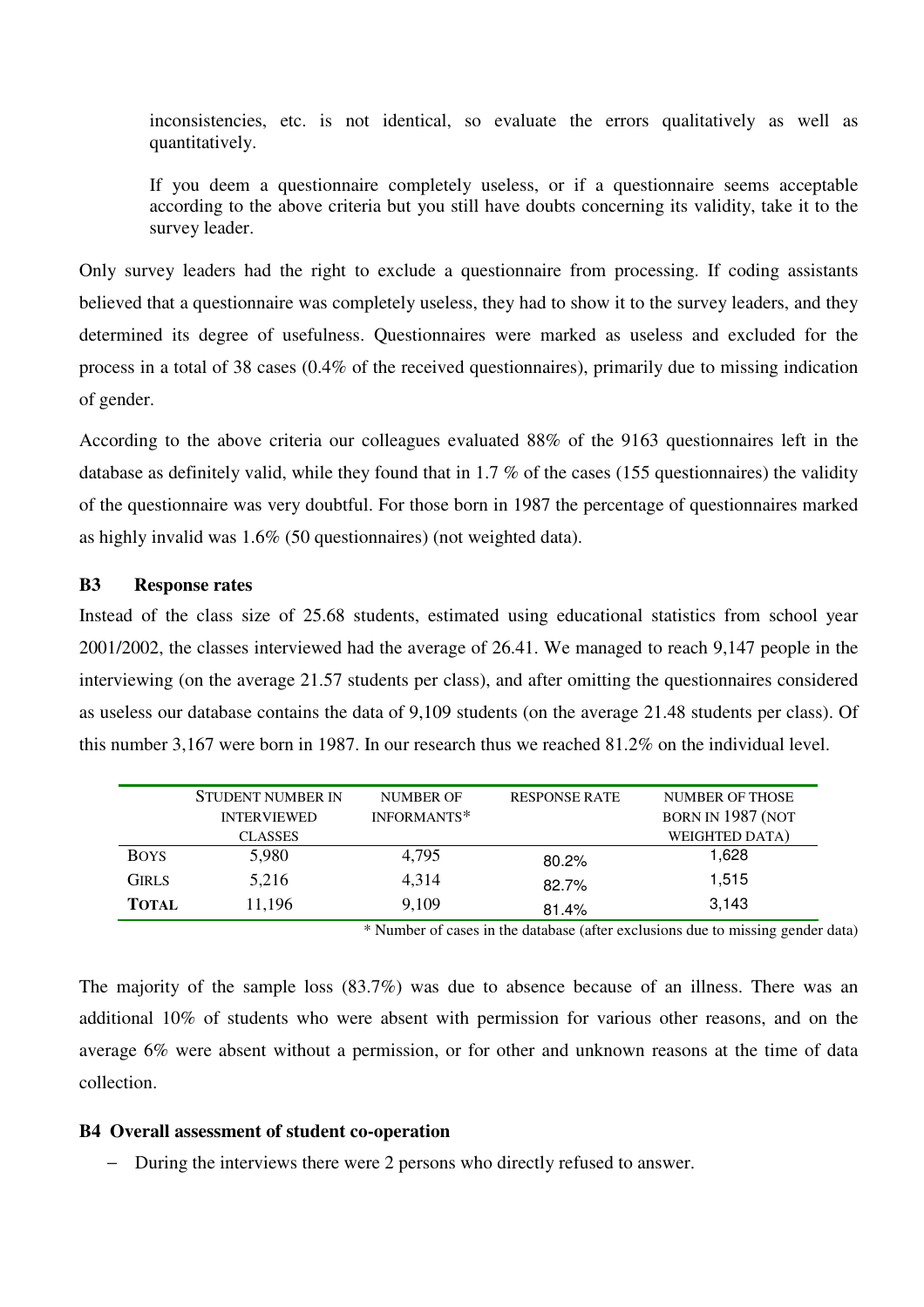inconsistencies, etc. is not identical, so evaluate the errors qualitatively as well as quantitatively.

If you deem a questionnaire completely useless, or if a questionnaire seems acceptable according to the above criteria but you still have doubts concerning its validity, take it to the survey leader.

Only survey leaders had the right to exclude a questionnaire from processing. If coding assistants believed that a questionnaire was completely useless, they had to show it to the survey leaders, and they determined its degree of usefulness. Questionnaires were marked as useless and excluded for the process in a total of 38 cases (0.4% of the received questionnaires), primarily due to missing indication of gender.

According to the above criteria our colleagues evaluated 88% of the 9163 questionnaires left in the database as definitely valid, while they found that in 1.7 % of the cases (155 questionnaires) the validity of the questionnaire was very doubtful. For those born in 1987 the percentage of questionnaires marked as highly invalid was 1.6% (50 questionnaires) (not weighted data).

### B3 Response rates

Instead of the class size of 25.68 students, estimated using educational statistics from school year 2001/2002, the classes interviewed had the average of 26.41. We managed to reach 9,147 people in the interviewing (on the average 21.57 students per class), and after omitting the questionnaires considered as useless our database contains the data of 9,109 students (on the average 21.48 students per class). Of this number 3,167 were born in 1987. In our research thus we reached 81.2% on the individual level.

| | Student number in interviewed classes | Number of informants* | Response rate | Number of those born in 1987 (not weighted data) |
|---|---|---|---|---|
| Boys | 5,980 | 4,795 | 80.2% | 1,628 |
| Girls | 5,216 | 4,314 | 82.7% | 1,515 |
| **Total** | 11,196 | 9,109 | 81.4% | 3,143 |

\* Number of cases in the database (after exclusions due to missing gender data)

The majority of the sample loss (83.7%) was due to absence because of an illness. There was an additional 10% of students who were absent with permission for various other reasons, and on the average 6% were absent without a permission, or for other and unknown reasons at the time of data collection.

### B4 Overall assessment of student co-operation

- During the interviews there were 2 persons who directly refused to answer.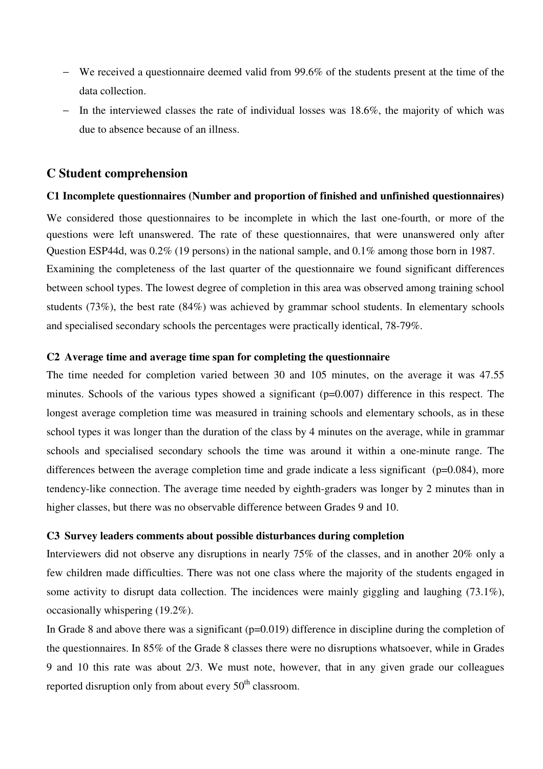- We received a questionnaire deemed valid from 99.6% of the students present at the time of the data collection.
- In the interviewed classes the rate of individual losses was 18.6%, the majority of which was due to absence because of an illness.

## C Student comprehension

### C1 Incomplete questionnaires (Number and proportion of finished and unfinished questionnaires)

We considered those questionnaires to be incomplete in which the last one-fourth, or more of the questions were left unanswered. The rate of these questionnaires, that were unanswered only after Question ESP44d, was 0.2% (19 persons) in the national sample, and 0.1% among those born in 1987.

Examining the completeness of the last quarter of the questionnaire we found significant differences between school types. The lowest degree of completion in this area was observed among training school students (73%), the best rate (84%) was achieved by grammar school students. In elementary schools and specialised secondary schools the percentages were practically identical, 78-79%.

### C2 Average time and average time span for completing the questionnaire

The time needed for completion varied between 30 and 105 minutes, on the average it was 47.55 minutes. Schools of the various types showed a significant ($p=0.007$) difference in this respect. The longest average completion time was measured in training schools and elementary schools, as in these school types it was longer than the duration of the class by 4 minutes on the average, while in grammar schools and specialised secondary schools the time was around it within a one-minute range. The differences between the average completion time and grade indicate a less significant ($p=0.084$), more tendency-like connection. The average time needed by eighth-graders was longer by 2 minutes than in higher classes, but there was no observable difference between Grades 9 and 10.

### C3 Survey leaders comments about possible disturbances during completion

Interviewers did not observe any disruptions in nearly 75% of the classes, and in another 20% only a few children made difficulties. There was not one class where the majority of the students engaged in some activity to disrupt data collection. The incidences were mainly giggling and laughing (73.1%), occasionally whispering (19.2%).

In Grade 8 and above there was a significant ($p=0.019$) difference in discipline during the completion of the questionnaires. In 85% of the Grade 8 classes there were no disruptions whatsoever, while in Grades 9 and 10 this rate was about 2/3. We must note, however, that in any given grade our colleagues reported disruption only from about every 50th classroom.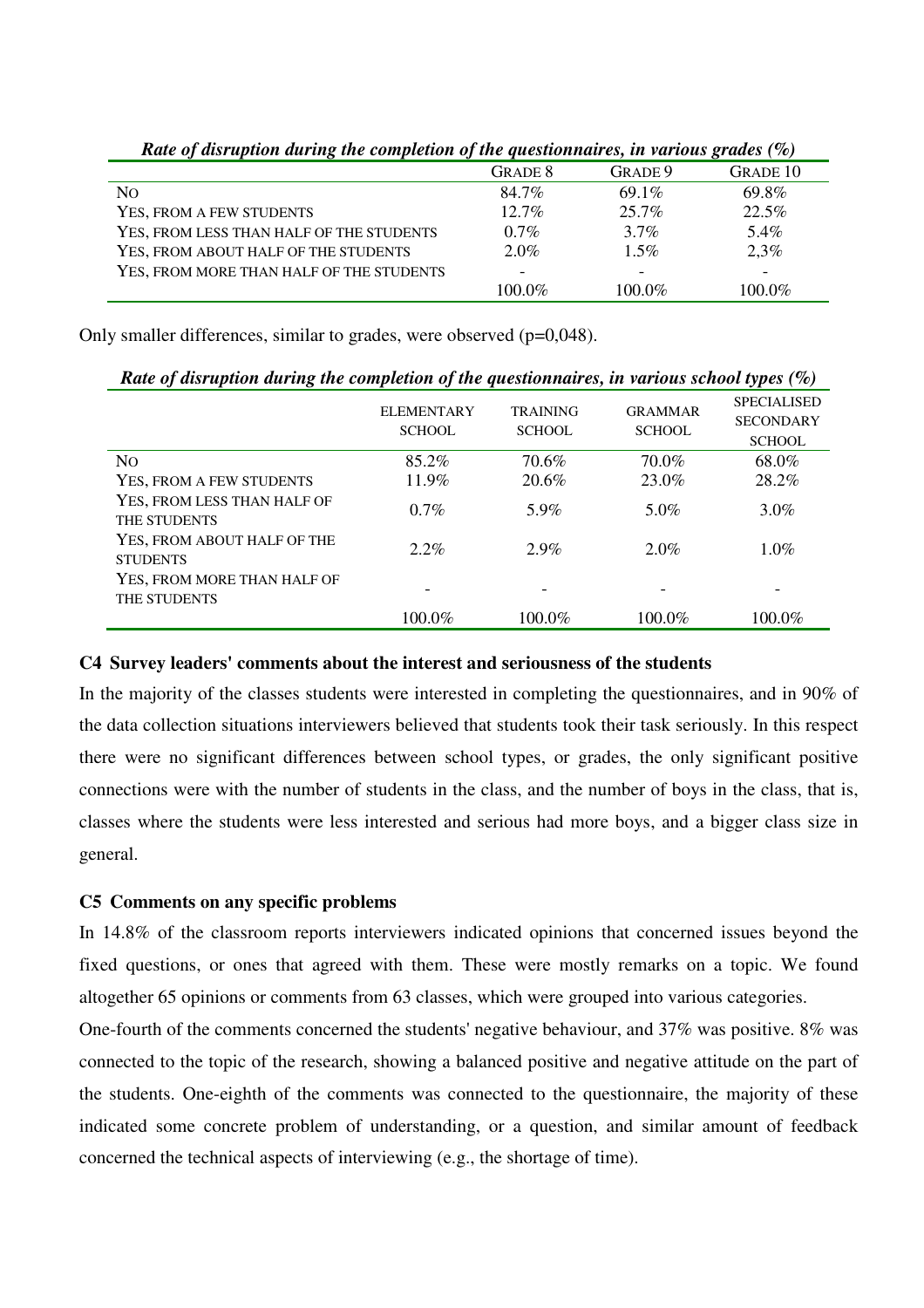*Rate of disruption during the completion of the questionnaires, in various grades (%)*

| | GRADE 8 | GRADE 9 | GRADE 10 |
|---|---|---|---|
| NO | 84.7% | 69.1% | 69.8% |
| YES, FROM A FEW STUDENTS | 12.7% | 25.7% | 22.5% |
| YES, FROM LESS THAN HALF OF THE STUDENTS | 0.7% | 3.7% | 5.4% |
| YES, FROM ABOUT HALF OF THE STUDENTS | 2.0% | 1.5% | 2,3% |
| YES, FROM MORE THAN HALF OF THE STUDENTS | - | - | - |
| | 100.0% | 100.0% | 100.0% |

Only smaller differences, similar to grades, were observed (p=0,048).

*Rate of disruption during the completion of the questionnaires, in various school types (%)*

| | ELEMENTARY SCHOOL | TRAINING SCHOOL | GRAMMAR SCHOOL | SPECIALISED SECONDARY SCHOOL |
|---|---|---|---|---|
| NO | 85.2% | 70.6% | 70.0% | 68.0% |
| YES, FROM A FEW STUDENTS | 11.9% | 20.6% | 23.0% | 28.2% |
| YES, FROM LESS THAN HALF OF THE STUDENTS | 0.7% | 5.9% | 5.0% | 3.0% |
| YES, FROM ABOUT HALF OF THE STUDENTS | 2.2% | 2.9% | 2.0% | 1.0% |
| YES, FROM MORE THAN HALF OF THE STUDENTS | - | - | - | - |
| | 100.0% | 100.0% | 100.0% | 100.0% |

### C4 Survey leaders' comments about the interest and seriousness of the students

In the majority of the classes students were interested in completing the questionnaires, and in 90% of the data collection situations interviewers believed that students took their task seriously. In this respect there were no significant differences between school types, or grades, the only significant positive connections were with the number of students in the class, and the number of boys in the class, that is, classes where the students were less interested and serious had more boys, and a bigger class size in general.

### C5 Comments on any specific problems

In 14.8% of the classroom reports interviewers indicated opinions that concerned issues beyond the fixed questions, or ones that agreed with them. These were mostly remarks on a topic. We found altogether 65 opinions or comments from 63 classes, which were grouped into various categories.

One-fourth of the comments concerned the students' negative behaviour, and 37% was positive. 8% was connected to the topic of the research, showing a balanced positive and negative attitude on the part of the students. One-eighth of the comments was connected to the questionnaire, the majority of these indicated some concrete problem of understanding, or a question, and similar amount of feedback concerned the technical aspects of interviewing (e.g., the shortage of time).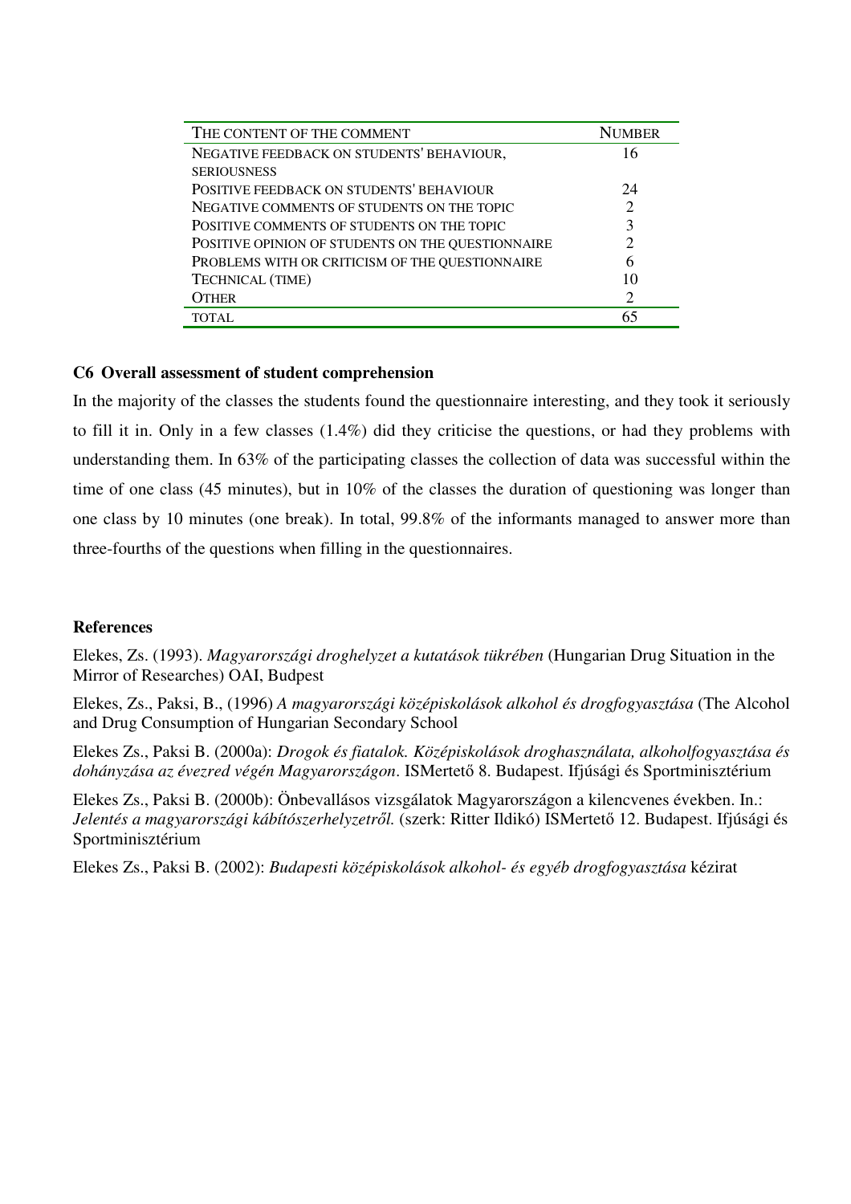| The content of the comment | Number |
|---|---|
| Negative feedback on students' behaviour, seriousness | 16 |
| Positive feedback on students' behaviour | 24 |
| Negative comments of students on the topic | 2 |
| Positive comments of students on the topic | 3 |
| Positive opinion of students on the questionnaire | 2 |
| Problems with or criticism of the questionnaire | 6 |
| Technical (time) | 10 |
| Other | 2 |
| Total | 65 |

**C6 Overall assessment of student comprehension**

In the majority of the classes the students found the questionnaire interesting, and they took it seriously to fill it in. Only in a few classes (1.4%) did they criticise the questions, or had they problems with understanding them. In 63% of the participating classes the collection of data was successful within the time of one class (45 minutes), but in 10% of the classes the duration of questioning was longer than one class by 10 minutes (one break). In total, 99.8% of the informants managed to answer more than three-fourths of the questions when filling in the questionnaires.

**References**

Elekes, Zs. (1993). *Magyarországi droghelyzet a kutatások tükrében* (Hungarian Drug Situation in the Mirror of Researches) OAI, Budpest

Elekes, Zs., Paksi, B., (1996) *A magyarországi középiskolások alkohol és drogfogyasztása* (The Alcohol and Drug Consumption of Hungarian Secondary School

Elekes Zs., Paksi B. (2000a): *Drogok és fiatalok. Középiskolások droghasználata, alkoholfogyasztása és dohányzása az évezred végén Magyarországon*. ISMertető 8. Budapest. Ifjúsági és Sportminisztérium

Elekes Zs., Paksi B. (2000b): Önbevallásos vizsgálatok Magyarországon a kilencvenes években. In.: *Jelentés a magyarországi kábítószerhelyzetről.* (szerk: Ritter Ildikó) ISMertető 12. Budapest. Ifjúsági és Sportminisztérium

Elekes Zs., Paksi B. (2002): *Budapesti középiskolások alkohol- és egyéb drogfogyasztása* kézirat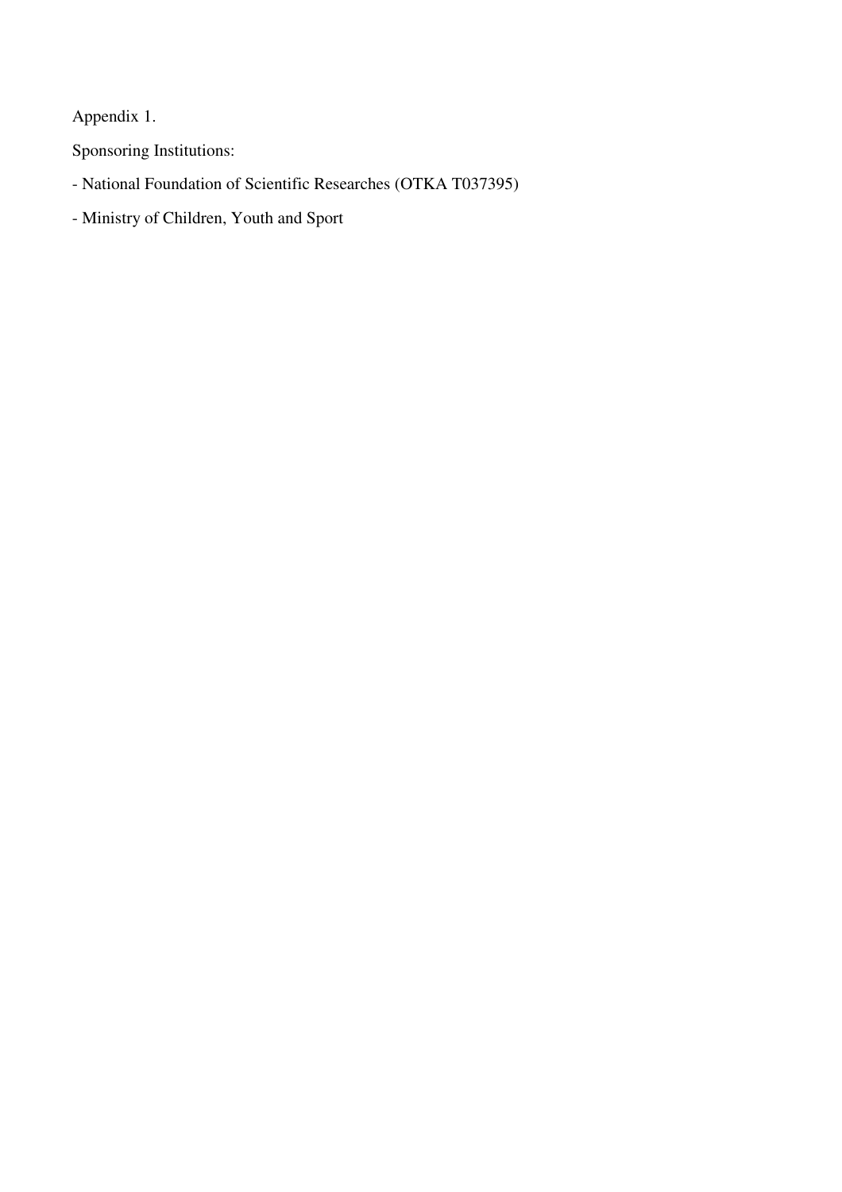Appendix 1.

Sponsoring Institutions:

- National Foundation of Scientific Researches (OTKA T037395)
- Ministry of Children, Youth and Sport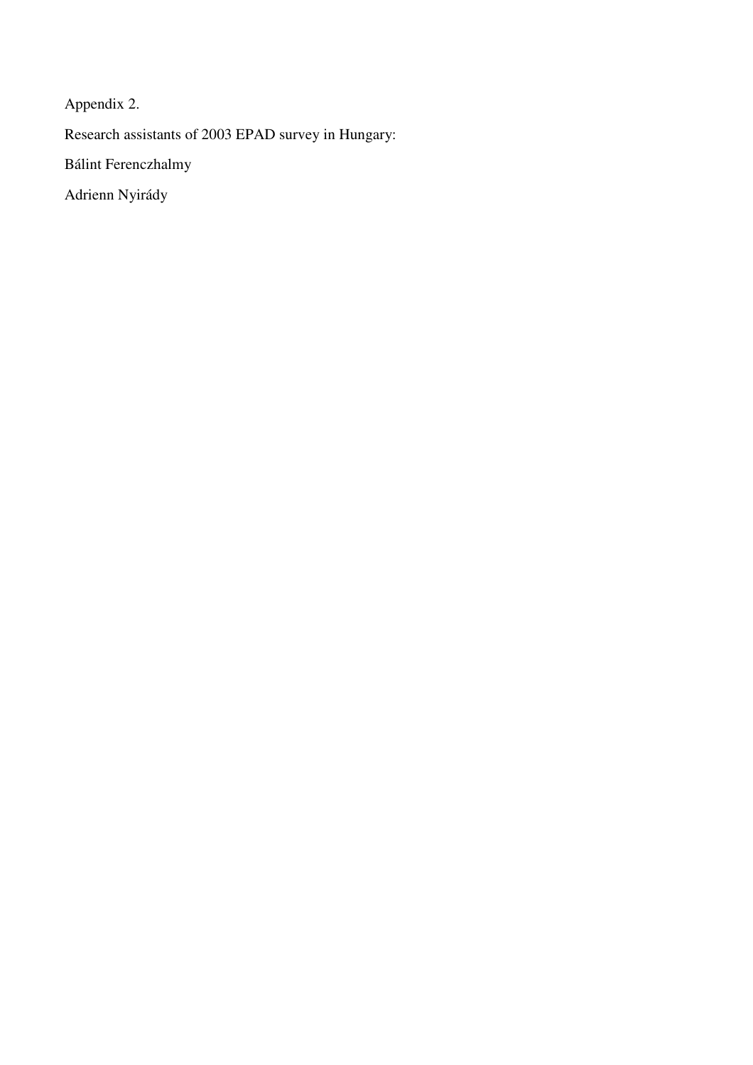Appendix 2.

Research assistants of 2003 EPAD survey in Hungary:

Bálint Ferenczhalmy

Adrienn Nyirády